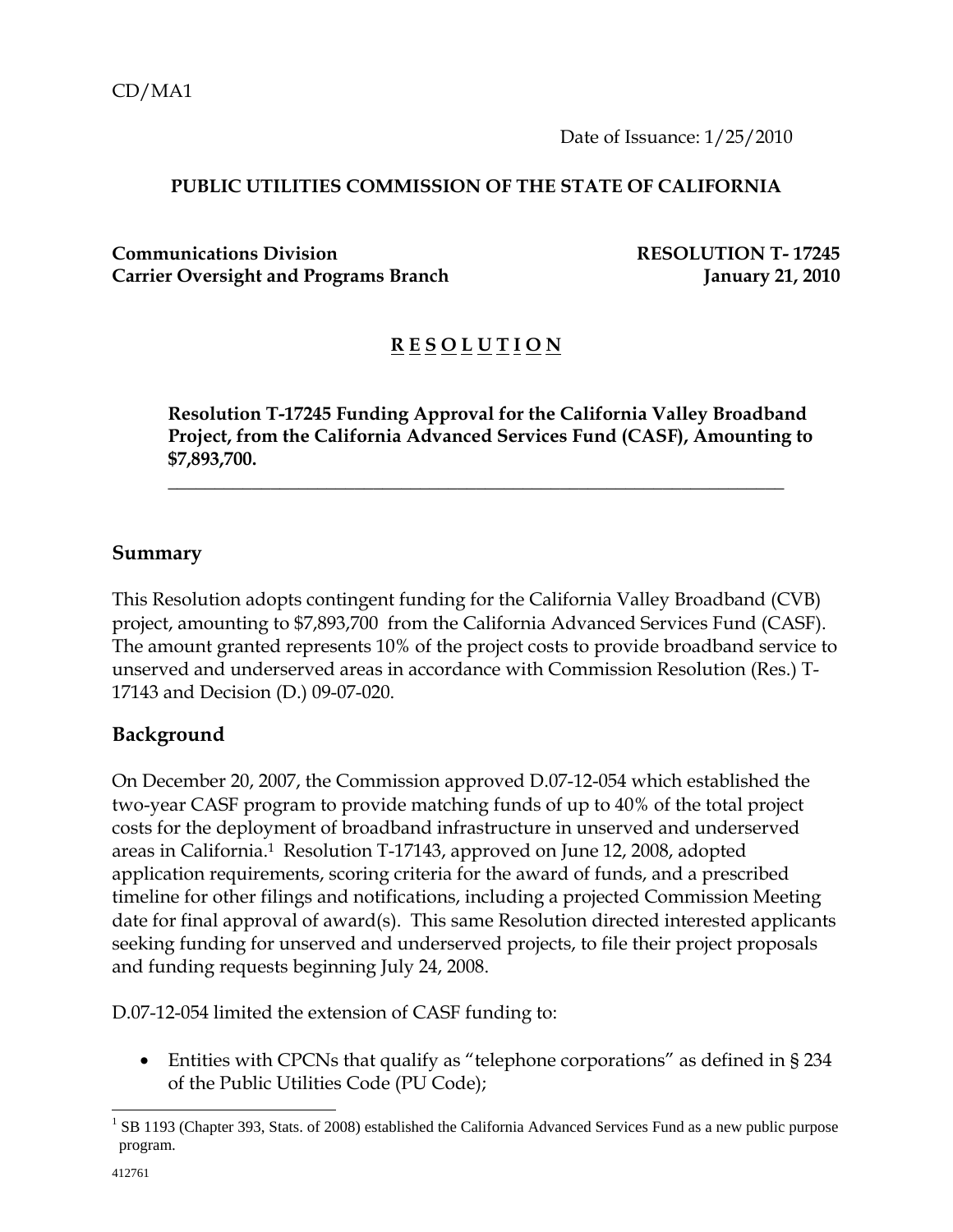CD/MA1

Date of Issuance: 1/25/2010

**PUBLIC UTILITIES COMMISSION OF THE STATE OF CALIFORNIA**

**Communications Division** **RESOLUTION T- 17245**
**Carrier Oversight and Programs Branch** **January 21, 2010**

# R E S O L U T I O N

**Resolution T-17245 Funding Approval for the California Valley Broadband Project, from the California Advanced Services Fund (CASF), Amounting to $7,893,700.**

---

## Summary

This Resolution adopts contingent funding for the California Valley Broadband (CVB) project, amounting to $7,893,700 from the California Advanced Services Fund (CASF). The amount granted represents 10% of the project costs to provide broadband service to unserved and underserved areas in accordance with Commission Resolution (Res.) T-17143 and Decision (D.) 09-07-020.

## Background

On December 20, 2007, the Commission approved D.07-12-054 which established the two-year CASF program to provide matching funds of up to 40% of the total project costs for the deployment of broadband infrastructure in unserved and underserved areas in California.[1] Resolution T-17143, approved on June 12, 2008, adopted application requirements, scoring criteria for the award of funds, and a prescribed timeline for other filings and notifications, including a projected Commission Meeting date for final approval of award(s). This same Resolution directed interested applicants seeking funding for unserved and underserved projects, to file their project proposals and funding requests beginning July 24, 2008.

D.07-12-054 limited the extension of CASF funding to:

- Entities with CPCNs that qualify as "telephone corporations" as defined in § 234 of the Public Utilities Code (PU Code);

[1] SB 1193 (Chapter 393, Stats. of 2008) established the California Advanced Services Fund as a new public purpose program.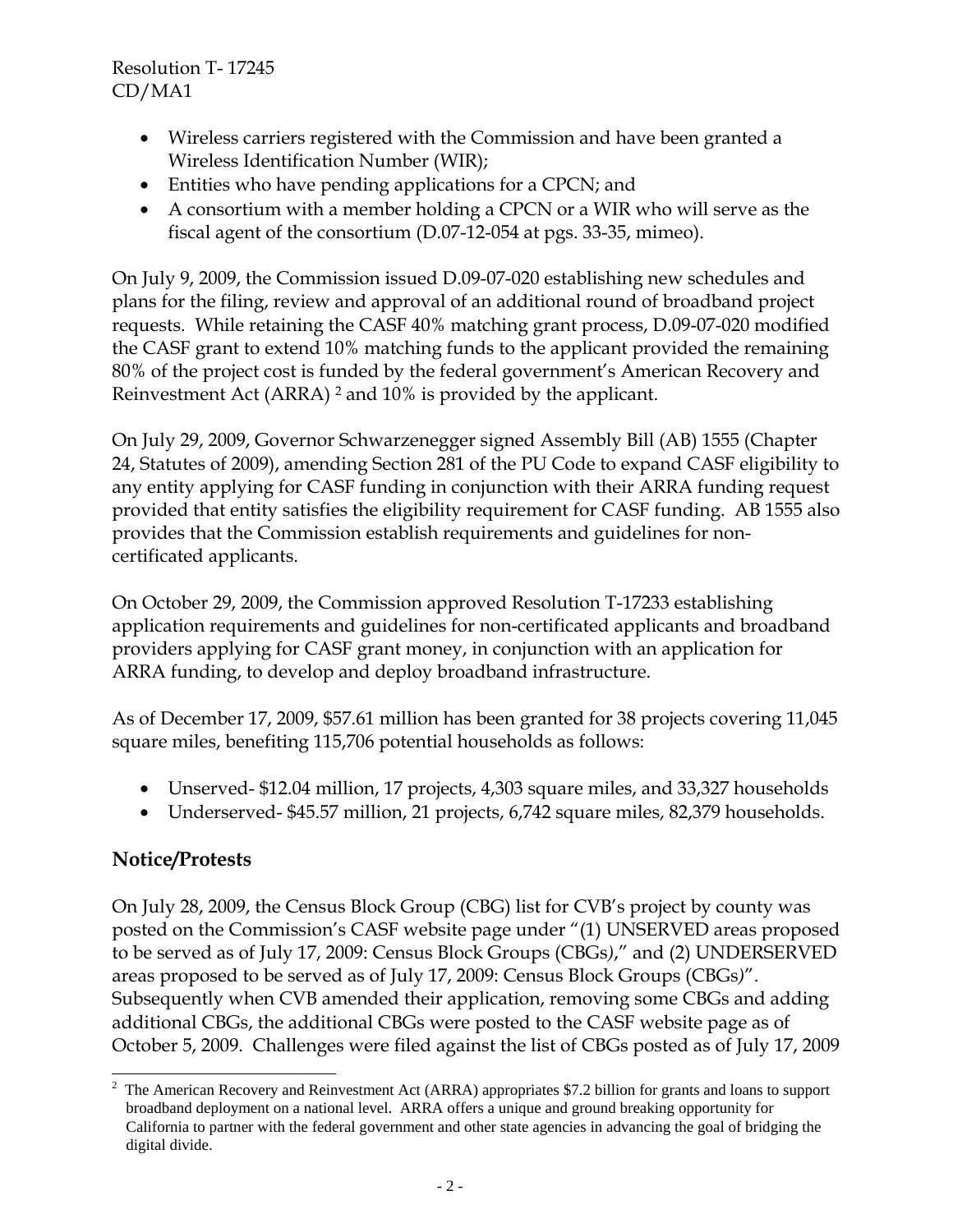- Wireless carriers registered with the Commission and have been granted a Wireless Identification Number (WIR);
- Entities who have pending applications for a CPCN; and
- A consortium with a member holding a CPCN or a WIR who will serve as the fiscal agent of the consortium (D.07-12-054 at pgs. 33-35, mimeo).

On July 9, 2009, the Commission issued D.09-07-020 establishing new schedules and plans for the filing, review and approval of an additional round of broadband project requests. While retaining the CASF 40% matching grant process, D.09-07-020 modified the CASF grant to extend 10% matching funds to the applicant provided the remaining 80% of the project cost is funded by the federal government's American Recovery and Reinvestment Act (ARRA) [2] and 10% is provided by the applicant.

On July 29, 2009, Governor Schwarzenegger signed Assembly Bill (AB) 1555 (Chapter 24, Statutes of 2009), amending Section 281 of the PU Code to expand CASF eligibility to any entity applying for CASF funding in conjunction with their ARRA funding request provided that entity satisfies the eligibility requirement for CASF funding. AB 1555 also provides that the Commission establish requirements and guidelines for non-certificated applicants.

On October 29, 2009, the Commission approved Resolution T-17233 establishing application requirements and guidelines for non-certificated applicants and broadband providers applying for CASF grant money, in conjunction with an application for ARRA funding, to develop and deploy broadband infrastructure.

As of December 17, 2009, $57.61 million has been granted for 38 projects covering 11,045 square miles, benefiting 115,706 potential households as follows:

- Unserved- $12.04 million, 17 projects, 4,303 square miles, and 33,327 households
- Underserved- $45.57 million, 21 projects, 6,742 square miles, 82,379 households.

## Notice/Protests

On July 28, 2009, the Census Block Group (CBG) list for CVB's project by county was posted on the Commission's CASF website page under "(1) UNSERVED areas proposed to be served as of July 17, 2009: Census Block Groups (CBGs)," and (2) UNDERSERVED areas proposed to be served as of July 17, 2009: Census Block Groups (CBGs)". Subsequently when CVB amended their application, removing some CBGs and adding additional CBGs, the additional CBGs were posted to the CASF website page as of October 5, 2009. Challenges were filed against the list of CBGs posted as of July 17, 2009

[2] The American Recovery and Reinvestment Act (ARRA) appropriates $7.2 billion for grants and loans to support broadband deployment on a national level. ARRA offers a unique and ground breaking opportunity for California to partner with the federal government and other state agencies in advancing the goal of bridging the digital divide.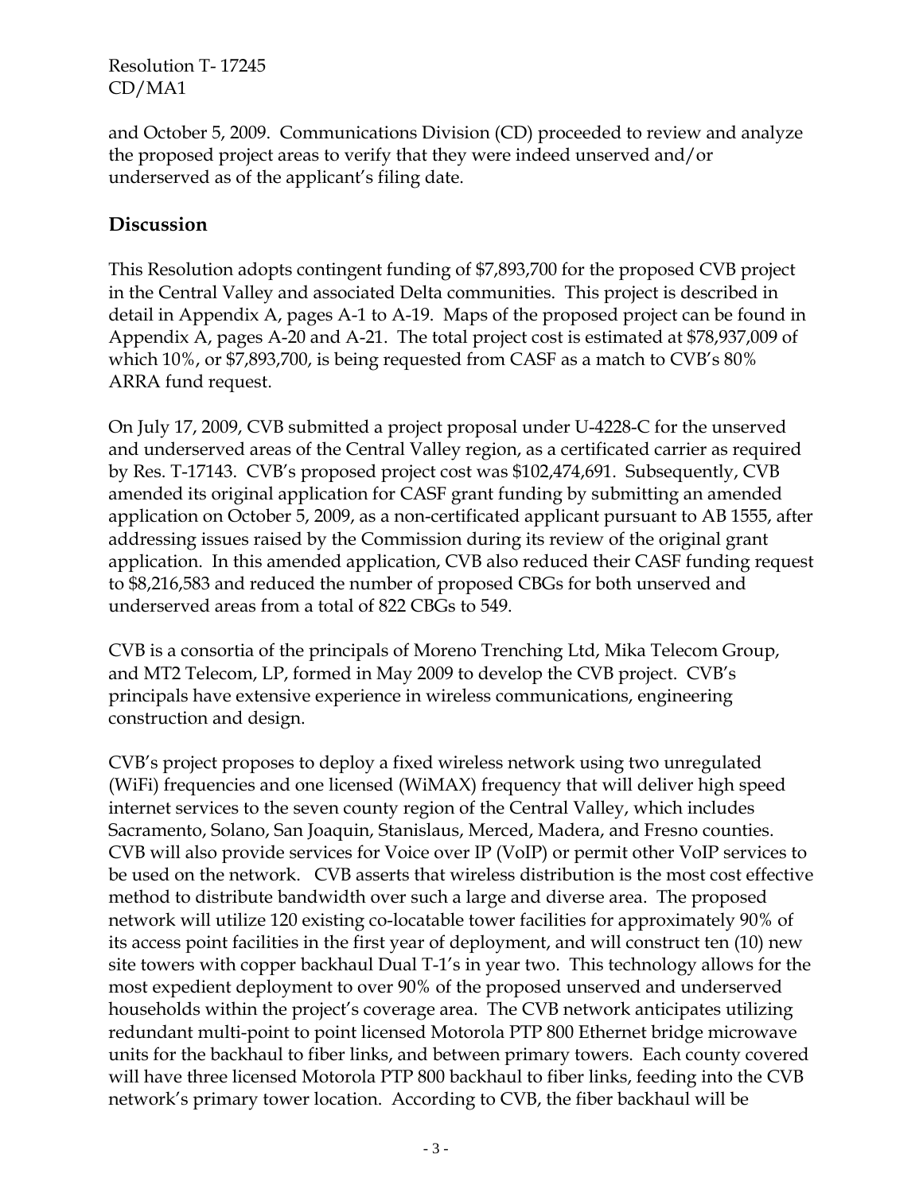and October 5, 2009. Communications Division (CD) proceeded to review and analyze the proposed project areas to verify that they were indeed unserved and/or underserved as of the applicant's filing date.

## Discussion

This Resolution adopts contingent funding of $7,893,700 for the proposed CVB project in the Central Valley and associated Delta communities. This project is described in detail in Appendix A, pages A-1 to A-19. Maps of the proposed project can be found in Appendix A, pages A-20 and A-21. The total project cost is estimated at $78,937,009 of which 10%, or $7,893,700, is being requested from CASF as a match to CVB's 80% ARRA fund request.

On July 17, 2009, CVB submitted a project proposal under U-4228-C for the unserved and underserved areas of the Central Valley region, as a certificated carrier as required by Res. T-17143. CVB's proposed project cost was $102,474,691. Subsequently, CVB amended its original application for CASF grant funding by submitting an amended application on October 5, 2009, as a non-certificated applicant pursuant to AB 1555, after addressing issues raised by the Commission during its review of the original grant application. In this amended application, CVB also reduced their CASF funding request to $8,216,583 and reduced the number of proposed CBGs for both unserved and underserved areas from a total of 822 CBGs to 549.

CVB is a consortia of the principals of Moreno Trenching Ltd, Mika Telecom Group, and MT2 Telecom, LP, formed in May 2009 to develop the CVB project. CVB's principals have extensive experience in wireless communications, engineering construction and design.

CVB's project proposes to deploy a fixed wireless network using two unregulated (WiFi) frequencies and one licensed (WiMAX) frequency that will deliver high speed internet services to the seven county region of the Central Valley, which includes Sacramento, Solano, San Joaquin, Stanislaus, Merced, Madera, and Fresno counties. CVB will also provide services for Voice over IP (VoIP) or permit other VoIP services to be used on the network. CVB asserts that wireless distribution is the most cost effective method to distribute bandwidth over such a large and diverse area. The proposed network will utilize 120 existing co-locatable tower facilities for approximately 90% of its access point facilities in the first year of deployment, and will construct ten (10) new site towers with copper backhaul Dual T-1's in year two. This technology allows for the most expedient deployment to over 90% of the proposed unserved and underserved households within the project's coverage area. The CVB network anticipates utilizing redundant multi-point to point licensed Motorola PTP 800 Ethernet bridge microwave units for the backhaul to fiber links, and between primary towers. Each county covered will have three licensed Motorola PTP 800 backhaul to fiber links, feeding into the CVB network's primary tower location. According to CVB, the fiber backhaul will be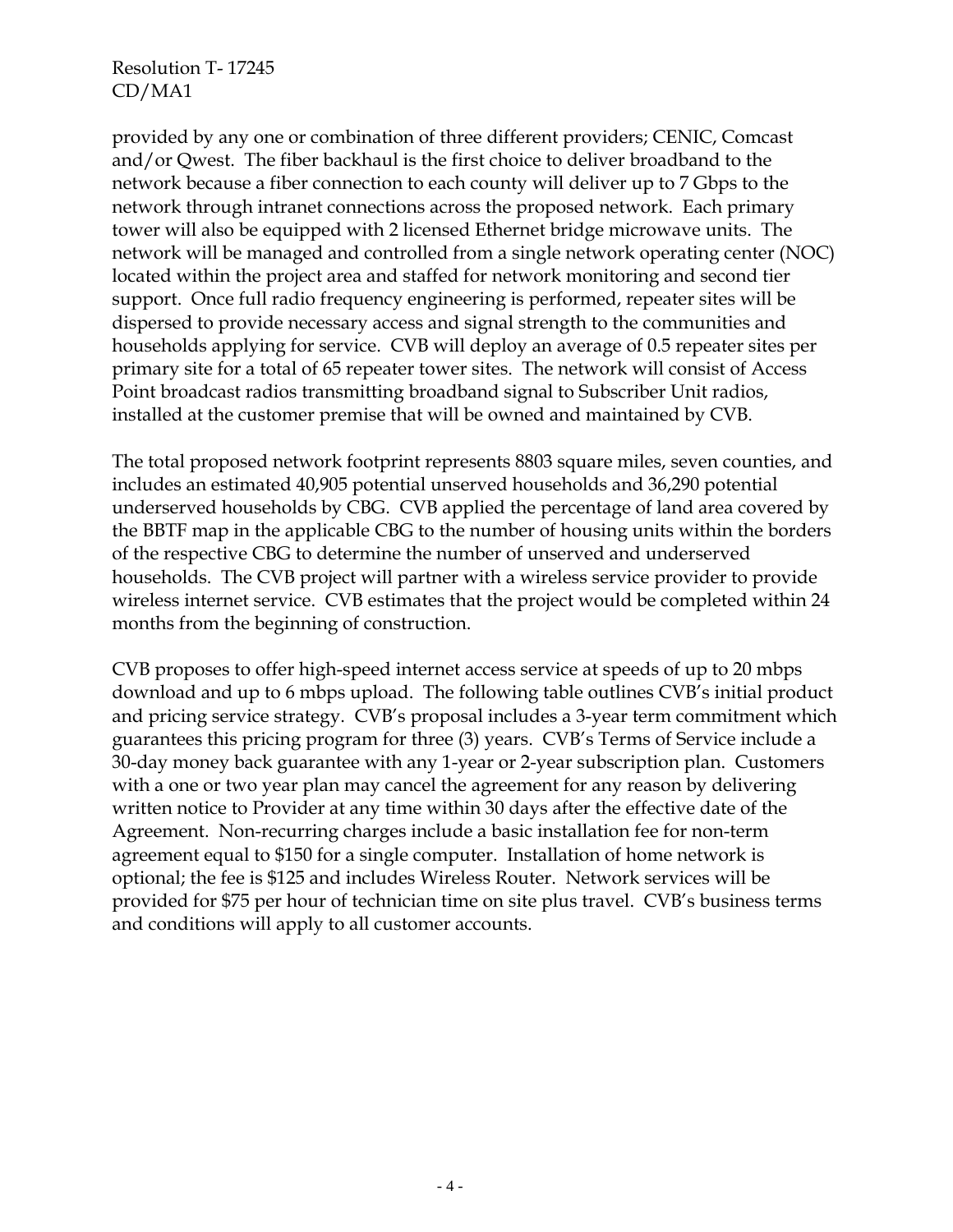provided by any one or combination of three different providers; CENIC, Comcast and/or Qwest. The fiber backhaul is the first choice to deliver broadband to the network because a fiber connection to each county will deliver up to 7 Gbps to the network through intranet connections across the proposed network. Each primary tower will also be equipped with 2 licensed Ethernet bridge microwave units. The network will be managed and controlled from a single network operating center (NOC) located within the project area and staffed for network monitoring and second tier support. Once full radio frequency engineering is performed, repeater sites will be dispersed to provide necessary access and signal strength to the communities and households applying for service. CVB will deploy an average of 0.5 repeater sites per primary site for a total of 65 repeater tower sites. The network will consist of Access Point broadcast radios transmitting broadband signal to Subscriber Unit radios, installed at the customer premise that will be owned and maintained by CVB.

The total proposed network footprint represents 8803 square miles, seven counties, and includes an estimated 40,905 potential unserved households and 36,290 potential underserved households by CBG. CVB applied the percentage of land area covered by the BBTF map in the applicable CBG to the number of housing units within the borders of the respective CBG to determine the number of unserved and underserved households. The CVB project will partner with a wireless service provider to provide wireless internet service. CVB estimates that the project would be completed within 24 months from the beginning of construction.

CVB proposes to offer high-speed internet access service at speeds of up to 20 mbps download and up to 6 mbps upload. The following table outlines CVB's initial product and pricing service strategy. CVB's proposal includes a 3-year term commitment which guarantees this pricing program for three (3) years. CVB's Terms of Service include a 30-day money back guarantee with any 1-year or 2-year subscription plan. Customers with a one or two year plan may cancel the agreement for any reason by delivering written notice to Provider at any time within 30 days after the effective date of the Agreement. Non-recurring charges include a basic installation fee for non-term agreement equal to $150 for a single computer. Installation of home network is optional; the fee is $125 and includes Wireless Router. Network services will be provided for $75 per hour of technician time on site plus travel. CVB's business terms and conditions will apply to all customer accounts.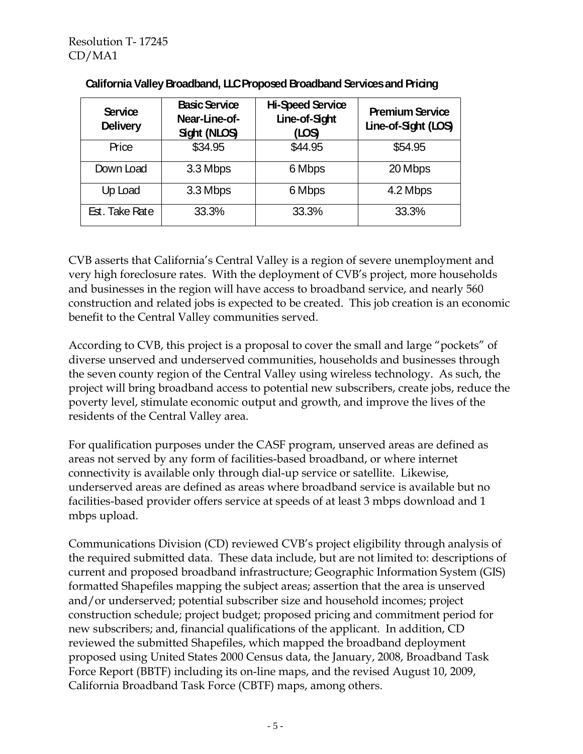**California Valley Broadband, LLC Proposed Broadband Services and Pricing**

| Service Delivery | Basic Service Near-Line-of-Sight (NLOS) | Hi-Speed Service Line-of-Sight (LOS) | Premium Service Line-of-Sight (LOS) |
|---|---|---|---|
| Price | $34.95 | $44.95 | $54.95 |
| Down Load | 3.3 Mbps | 6 Mbps | 20 Mbps |
| Up Load | 3.3 Mbps | 6 Mbps | 4.2 Mbps |
| Est. Take Rate | 33.3% | 33.3% | 33.3% |

CVB asserts that California's Central Valley is a region of severe unemployment and very high foreclosure rates. With the deployment of CVB's project, more households and businesses in the region will have access to broadband service, and nearly 560 construction and related jobs is expected to be created. This job creation is an economic benefit to the Central Valley communities served.

According to CVB, this project is a proposal to cover the small and large "pockets" of diverse unserved and underserved communities, households and businesses through the seven county region of the Central Valley using wireless technology. As such, the project will bring broadband access to potential new subscribers, create jobs, reduce the poverty level, stimulate economic output and growth, and improve the lives of the residents of the Central Valley area.

For qualification purposes under the CASF program, unserved areas are defined as areas not served by any form of facilities-based broadband, or where internet connectivity is available only through dial-up service or satellite. Likewise, underserved areas are defined as areas where broadband service is available but no facilities-based provider offers service at speeds of at least 3 mbps download and 1 mbps upload.

Communications Division (CD) reviewed CVB's project eligibility through analysis of the required submitted data. These data include, but are not limited to: descriptions of current and proposed broadband infrastructure; Geographic Information System (GIS) formatted Shapefiles mapping the subject areas; assertion that the area is unserved and/or underserved; potential subscriber size and household incomes; project construction schedule; project budget; proposed pricing and commitment period for new subscribers; and, financial qualifications of the applicant. In addition, CD reviewed the submitted Shapefiles, which mapped the broadband deployment proposed using United States 2000 Census data, the January, 2008, Broadband Task Force Report (BBTF) including its on-line maps, and the revised August 10, 2009, California Broadband Task Force (CBTF) maps, among others.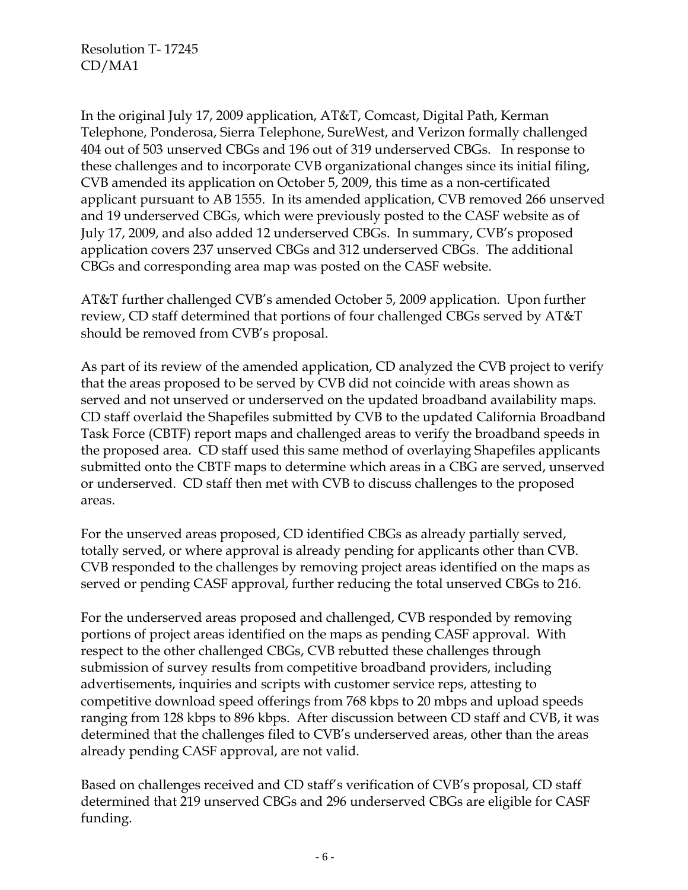In the original July 17, 2009 application, AT&T, Comcast, Digital Path, Kerman Telephone, Ponderosa, Sierra Telephone, SureWest, and Verizon formally challenged 404 out of 503 unserved CBGs and 196 out of 319 underserved CBGs. In response to these challenges and to incorporate CVB organizational changes since its initial filing, CVB amended its application on October 5, 2009, this time as a non-certificated applicant pursuant to AB 1555. In its amended application, CVB removed 266 unserved and 19 underserved CBGs, which were previously posted to the CASF website as of July 17, 2009, and also added 12 underserved CBGs. In summary, CVB's proposed application covers 237 unserved CBGs and 312 underserved CBGs. The additional CBGs and corresponding area map was posted on the CASF website.

AT&T further challenged CVB's amended October 5, 2009 application. Upon further review, CD staff determined that portions of four challenged CBGs served by AT&T should be removed from CVB's proposal.

As part of its review of the amended application, CD analyzed the CVB project to verify that the areas proposed to be served by CVB did not coincide with areas shown as served and not unserved or underserved on the updated broadband availability maps. CD staff overlaid the Shapefiles submitted by CVB to the updated California Broadband Task Force (CBTF) report maps and challenged areas to verify the broadband speeds in the proposed area. CD staff used this same method of overlaying Shapefiles applicants submitted onto the CBTF maps to determine which areas in a CBG are served, unserved or underserved. CD staff then met with CVB to discuss challenges to the proposed areas.

For the unserved areas proposed, CD identified CBGs as already partially served, totally served, or where approval is already pending for applicants other than CVB. CVB responded to the challenges by removing project areas identified on the maps as served or pending CASF approval, further reducing the total unserved CBGs to 216.

For the underserved areas proposed and challenged, CVB responded by removing portions of project areas identified on the maps as pending CASF approval. With respect to the other challenged CBGs, CVB rebutted these challenges through submission of survey results from competitive broadband providers, including advertisements, inquiries and scripts with customer service reps, attesting to competitive download speed offerings from 768 kbps to 20 mbps and upload speeds ranging from 128 kbps to 896 kbps. After discussion between CD staff and CVB, it was determined that the challenges filed to CVB's underserved areas, other than the areas already pending CASF approval, are not valid.

Based on challenges received and CD staff's verification of CVB's proposal, CD staff determined that 219 unserved CBGs and 296 underserved CBGs are eligible for CASF funding.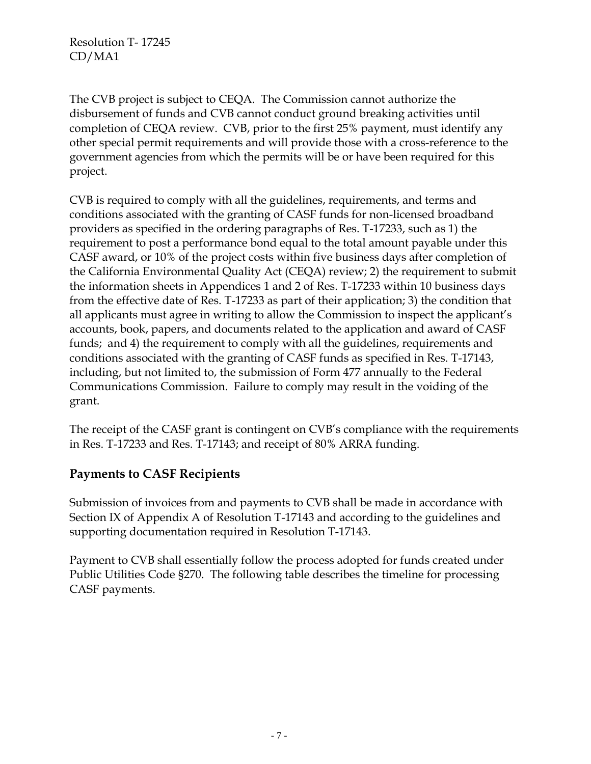The CVB project is subject to CEQA. The Commission cannot authorize the disbursement of funds and CVB cannot conduct ground breaking activities until completion of CEQA review. CVB, prior to the first 25% payment, must identify any other special permit requirements and will provide those with a cross-reference to the government agencies from which the permits will be or have been required for this project.

CVB is required to comply with all the guidelines, requirements, and terms and conditions associated with the granting of CASF funds for non-licensed broadband providers as specified in the ordering paragraphs of Res. T-17233, such as 1) the requirement to post a performance bond equal to the total amount payable under this CASF award, or 10% of the project costs within five business days after completion of the California Environmental Quality Act (CEQA) review; 2) the requirement to submit the information sheets in Appendices 1 and 2 of Res. T-17233 within 10 business days from the effective date of Res. T-17233 as part of their application; 3) the condition that all applicants must agree in writing to allow the Commission to inspect the applicant's accounts, book, papers, and documents related to the application and award of CASF funds; and 4) the requirement to comply with all the guidelines, requirements and conditions associated with the granting of CASF funds as specified in Res. T-17143, including, but not limited to, the submission of Form 477 annually to the Federal Communications Commission. Failure to comply may result in the voiding of the grant.

The receipt of the CASF grant is contingent on CVB's compliance with the requirements in Res. T-17233 and Res. T-17143; and receipt of 80% ARRA funding.

## Payments to CASF Recipients

Submission of invoices from and payments to CVB shall be made in accordance with Section IX of Appendix A of Resolution T-17143 and according to the guidelines and supporting documentation required in Resolution T-17143.

Payment to CVB shall essentially follow the process adopted for funds created under Public Utilities Code §270. The following table describes the timeline for processing CASF payments.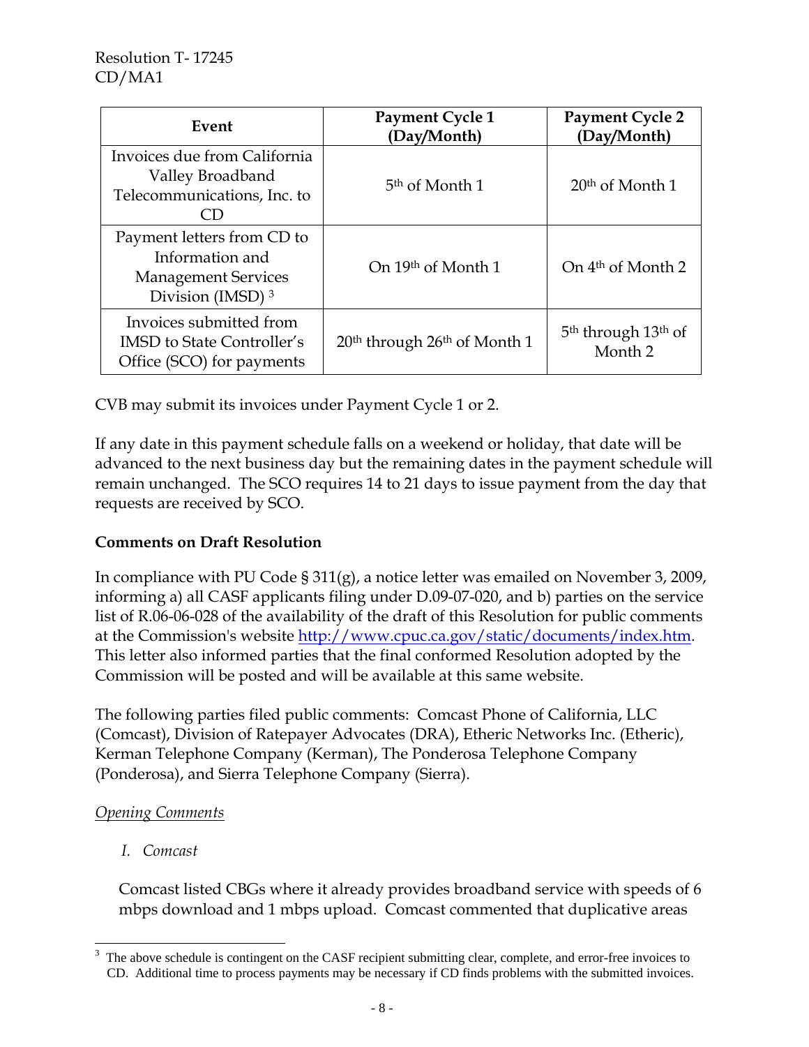| Event | Payment Cycle 1 (Day/Month) | Payment Cycle 2 (Day/Month) |
|---|---|---|
| Invoices due from California Valley Broadband Telecommunications, Inc. to CD | 5th of Month 1 | 20th of Month 1 |
| Payment letters from CD to Information and Management Services Division (IMSD) [3] | On 19th of Month 1 | On 4th of Month 2 |
| Invoices submitted from IMSD to State Controller's Office (SCO) for payments | 20th through 26th of Month 1 | 5th through 13th of Month 2 |

CVB may submit its invoices under Payment Cycle 1 or 2.

If any date in this payment schedule falls on a weekend or holiday, that date will be advanced to the next business day but the remaining dates in the payment schedule will remain unchanged. The SCO requires 14 to 21 days to issue payment from the day that requests are received by SCO.

**Comments on Draft Resolution**

In compliance with PU Code § 311(g), a notice letter was emailed on November 3, 2009, informing a) all CASF applicants filing under D.09-07-020, and b) parties on the service list of R.06-06-028 of the availability of the draft of this Resolution for public comments at the Commission's website http://www.cpuc.ca.gov/static/documents/index.htm. This letter also informed parties that the final conformed Resolution adopted by the Commission will be posted and will be available at this same website.

The following parties filed public comments: Comcast Phone of California, LLC (Comcast), Division of Ratepayer Advocates (DRA), Etheric Networks Inc. (Etheric), Kerman Telephone Company (Kerman), The Ponderosa Telephone Company (Ponderosa), and Sierra Telephone Company (Sierra).

*Opening Comments*

*I. Comcast*

Comcast listed CBGs where it already provides broadband service with speeds of 6 mbps download and 1 mbps upload. Comcast commented that duplicative areas

[3] The above schedule is contingent on the CASF recipient submitting clear, complete, and error-free invoices to CD. Additional time to process payments may be necessary if CD finds problems with the submitted invoices.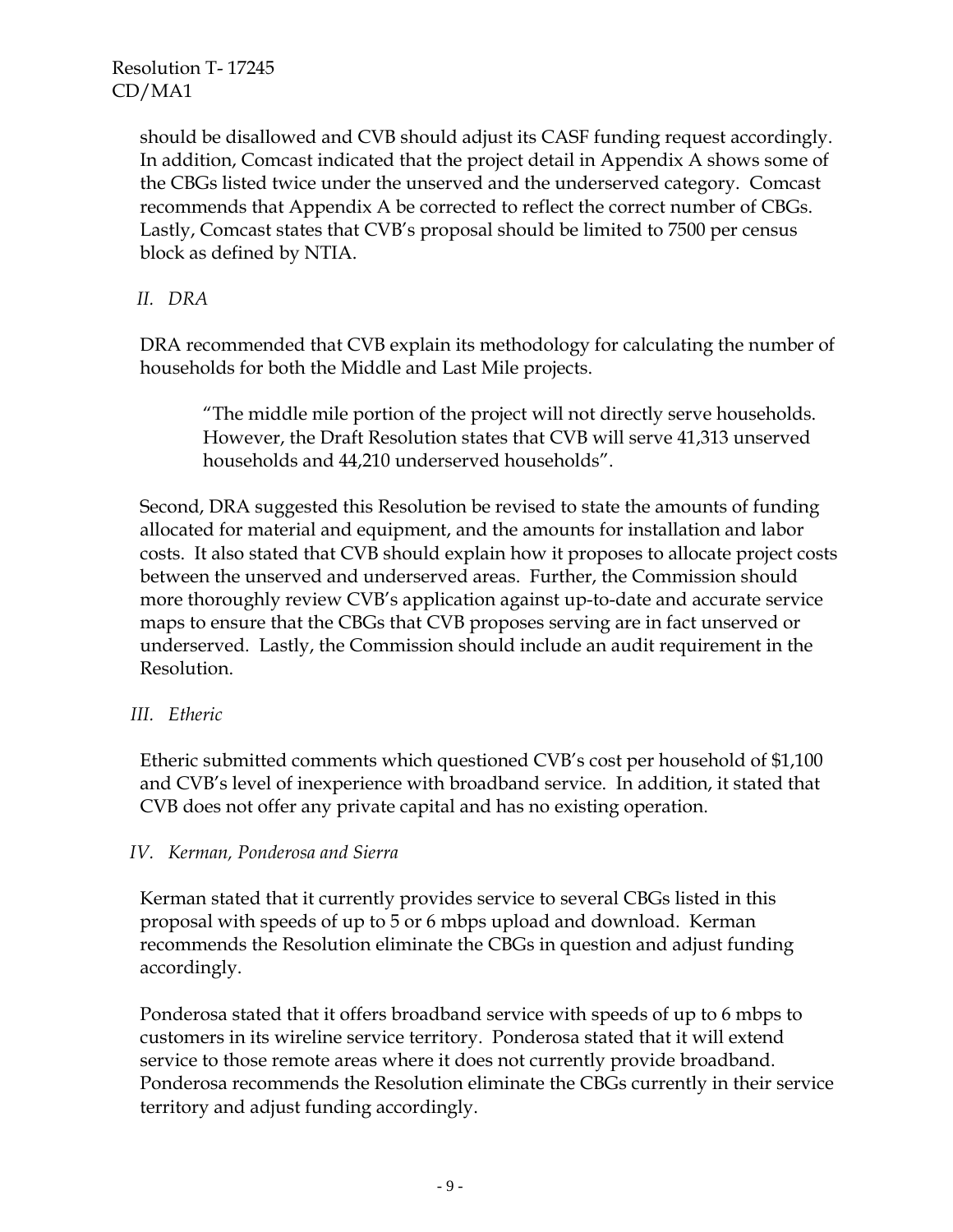should be disallowed and CVB should adjust its CASF funding request accordingly. In addition, Comcast indicated that the project detail in Appendix A shows some of the CBGs listed twice under the unserved and the underserved category. Comcast recommends that Appendix A be corrected to reflect the correct number of CBGs. Lastly, Comcast states that CVB's proposal should be limited to 7500 per census block as defined by NTIA.

*II. DRA*

DRA recommended that CVB explain its methodology for calculating the number of households for both the Middle and Last Mile projects.

> "The middle mile portion of the project will not directly serve households. However, the Draft Resolution states that CVB will serve 41,313 unserved households and 44,210 underserved households".

Second, DRA suggested this Resolution be revised to state the amounts of funding allocated for material and equipment, and the amounts for installation and labor costs. It also stated that CVB should explain how it proposes to allocate project costs between the unserved and underserved areas. Further, the Commission should more thoroughly review CVB's application against up-to-date and accurate service maps to ensure that the CBGs that CVB proposes serving are in fact unserved or underserved. Lastly, the Commission should include an audit requirement in the Resolution.

*III. Etheric*

Etheric submitted comments which questioned CVB's cost per household of $1,100 and CVB's level of inexperience with broadband service. In addition, it stated that CVB does not offer any private capital and has no existing operation.

*IV. Kerman, Ponderosa and Sierra*

Kerman stated that it currently provides service to several CBGs listed in this proposal with speeds of up to 5 or 6 mbps upload and download. Kerman recommends the Resolution eliminate the CBGs in question and adjust funding accordingly.

Ponderosa stated that it offers broadband service with speeds of up to 6 mbps to customers in its wireline service territory. Ponderosa stated that it will extend service to those remote areas where it does not currently provide broadband. Ponderosa recommends the Resolution eliminate the CBGs currently in their service territory and adjust funding accordingly.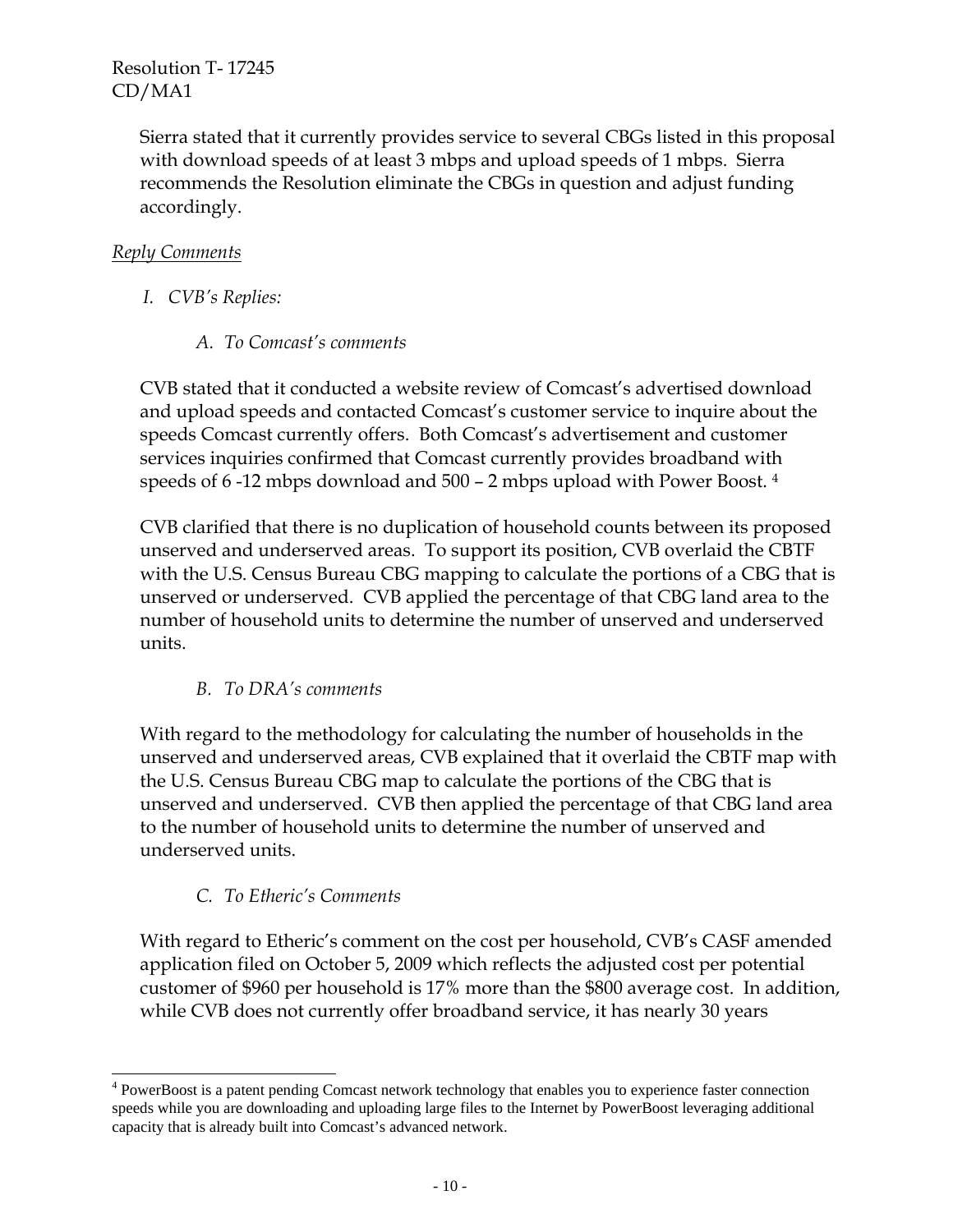Sierra stated that it currently provides service to several CBGs listed in this proposal with download speeds of at least 3 mbps and upload speeds of 1 mbps. Sierra recommends the Resolution eliminate the CBGs in question and adjust funding accordingly.

*Reply Comments*

*I. CVB's Replies:*

*A. To Comcast's comments*

CVB stated that it conducted a website review of Comcast's advertised download and upload speeds and contacted Comcast's customer service to inquire about the speeds Comcast currently offers. Both Comcast's advertisement and customer services inquiries confirmed that Comcast currently provides broadband with speeds of 6 -12 mbps download and 500 – 2 mbps upload with Power Boost. [4]

CVB clarified that there is no duplication of household counts between its proposed unserved and underserved areas. To support its position, CVB overlaid the CBTF with the U.S. Census Bureau CBG mapping to calculate the portions of a CBG that is unserved or underserved. CVB applied the percentage of that CBG land area to the number of household units to determine the number of unserved and underserved units.

*B. To DRA's comments*

With regard to the methodology for calculating the number of households in the unserved and underserved areas, CVB explained that it overlaid the CBTF map with the U.S. Census Bureau CBG map to calculate the portions of the CBG that is unserved and underserved. CVB then applied the percentage of that CBG land area to the number of household units to determine the number of unserved and underserved units.

*C. To Etheric's Comments*

With regard to Etheric's comment on the cost per household, CVB's CASF amended application filed on October 5, 2009 which reflects the adjusted cost per potential customer of $960 per household is 17% more than the $800 average cost. In addition, while CVB does not currently offer broadband service, it has nearly 30 years

---

[4] PowerBoost is a patent pending Comcast network technology that enables you to experience faster connection speeds while you are downloading and uploading large files to the Internet by PowerBoost leveraging additional capacity that is already built into Comcast's advanced network.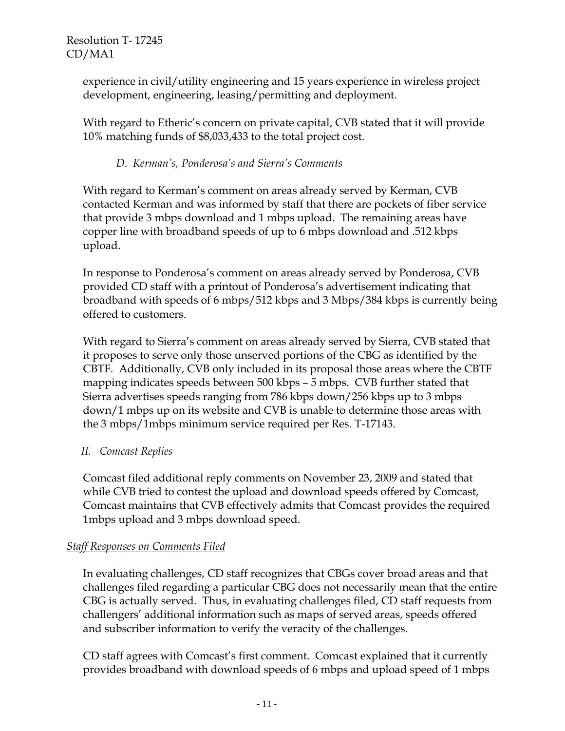experience in civil/utility engineering and 15 years experience in wireless project development, engineering, leasing/permitting and deployment.

With regard to Etheric's concern on private capital, CVB stated that it will provide 10% matching funds of $8,033,433 to the total project cost.

*D. Kerman's, Ponderosa's and Sierra's Comments*

With regard to Kerman's comment on areas already served by Kerman, CVB contacted Kerman and was informed by staff that there are pockets of fiber service that provide 3 mbps download and 1 mbps upload. The remaining areas have copper line with broadband speeds of up to 6 mbps download and .512 kbps upload.

In response to Ponderosa's comment on areas already served by Ponderosa, CVB provided CD staff with a printout of Ponderosa's advertisement indicating that broadband with speeds of 6 mbps/512 kbps and 3 Mbps/384 kbps is currently being offered to customers.

With regard to Sierra's comment on areas already served by Sierra, CVB stated that it proposes to serve only those unserved portions of the CBG as identified by the CBTF. Additionally, CVB only included in its proposal those areas where the CBTF mapping indicates speeds between 500 kbps – 5 mbps. CVB further stated that Sierra advertises speeds ranging from 786 kbps down/256 kbps up to 3 mbps down/1 mbps up on its website and CVB is unable to determine those areas with the 3 mbps/1mbps minimum service required per Res. T-17143.

*II. Comcast Replies*

Comcast filed additional reply comments on November 23, 2009 and stated that while CVB tried to contest the upload and download speeds offered by Comcast, Comcast maintains that CVB effectively admits that Comcast provides the required 1mbps upload and 3 mbps download speed.

*Staff Responses on Comments Filed*

In evaluating challenges, CD staff recognizes that CBGs cover broad areas and that challenges filed regarding a particular CBG does not necessarily mean that the entire CBG is actually served. Thus, in evaluating challenges filed, CD staff requests from challengers' additional information such as maps of served areas, speeds offered and subscriber information to verify the veracity of the challenges.

CD staff agrees with Comcast's first comment. Comcast explained that it currently provides broadband with download speeds of 6 mbps and upload speed of 1 mbps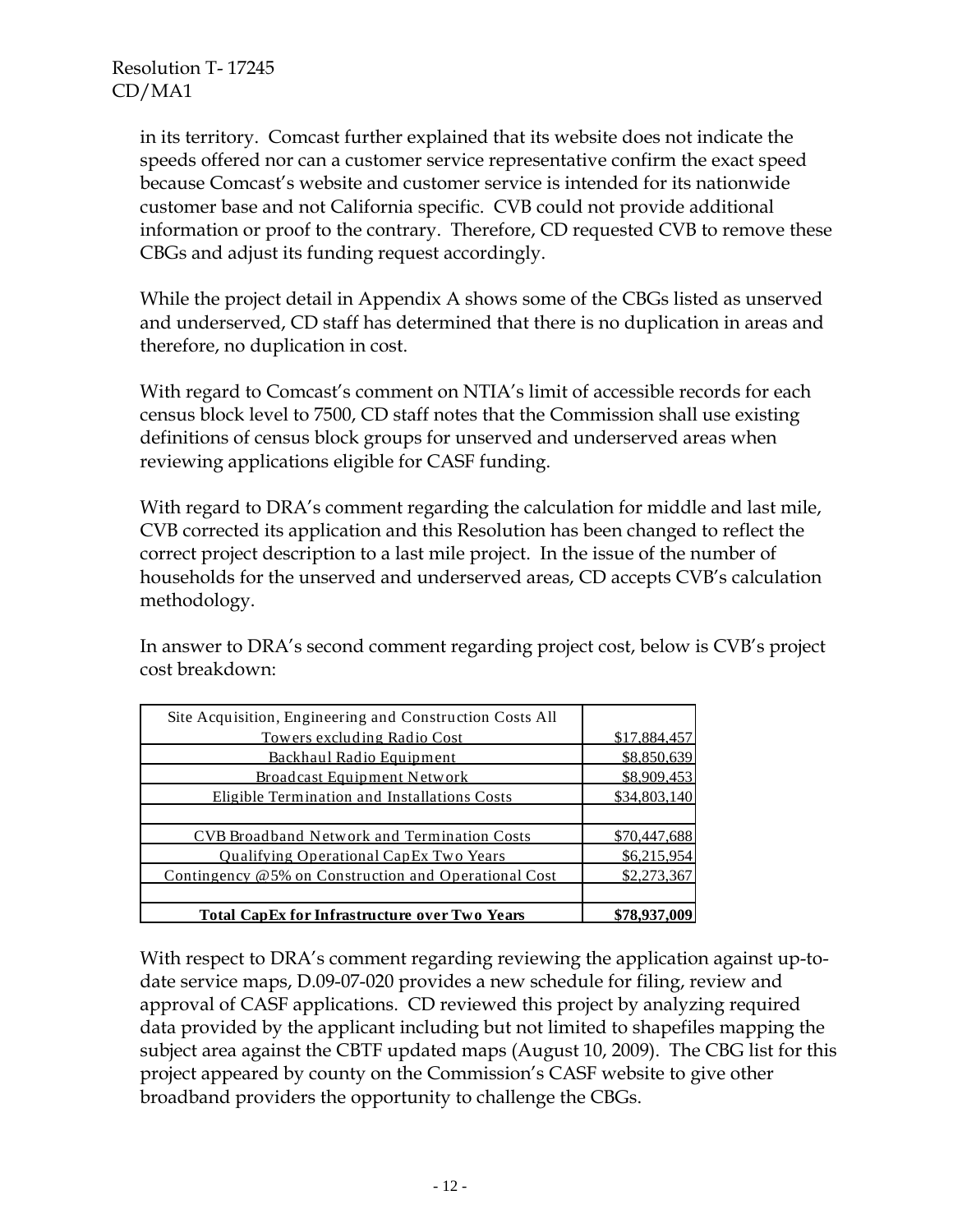in its territory. Comcast further explained that its website does not indicate the speeds offered nor can a customer service representative confirm the exact speed because Comcast's website and customer service is intended for its nationwide customer base and not California specific. CVB could not provide additional information or proof to the contrary. Therefore, CD requested CVB to remove these CBGs and adjust its funding request accordingly.

While the project detail in Appendix A shows some of the CBGs listed as unserved and underserved, CD staff has determined that there is no duplication in areas and therefore, no duplication in cost.

With regard to Comcast's comment on NTIA's limit of accessible records for each census block level to 7500, CD staff notes that the Commission shall use existing definitions of census block groups for unserved and underserved areas when reviewing applications eligible for CASF funding.

With regard to DRA's comment regarding the calculation for middle and last mile, CVB corrected its application and this Resolution has been changed to reflect the correct project description to a last mile project. In the issue of the number of households for the unserved and underserved areas, CD accepts CVB's calculation methodology.

In answer to DRA's second comment regarding project cost, below is CVB's project cost breakdown:

| | |
|---|---|
| Site Acquisition, Engineering and Construction Costs All Towers excluding Radio Cost | $17,884,457 |
| Backhaul Radio Equipment | $8,850,639 |
| Broadcast Equipment Network | $8,909,453 |
| Eligible Termination and Installations Costs | $34,803,140 |
| | |
| CVB Broadband Network and Termination Costs | $70,447,688 |
| Qualifying Operational CapEx Two Years | $6,215,954 |
| Contingency @5% on Construction and Operational Cost | $2,273,367 |
| | |
| **Total CapEx for Infrastructure over Two Years** | **$78,937,009** |

With respect to DRA's comment regarding reviewing the application against up-to-date service maps, D.09-07-020 provides a new schedule for filing, review and approval of CASF applications. CD reviewed this project by analyzing required data provided by the applicant including but not limited to shapefiles mapping the subject area against the CBTF updated maps (August 10, 2009). The CBG list for this project appeared by county on the Commission's CASF website to give other broadband providers the opportunity to challenge the CBGs.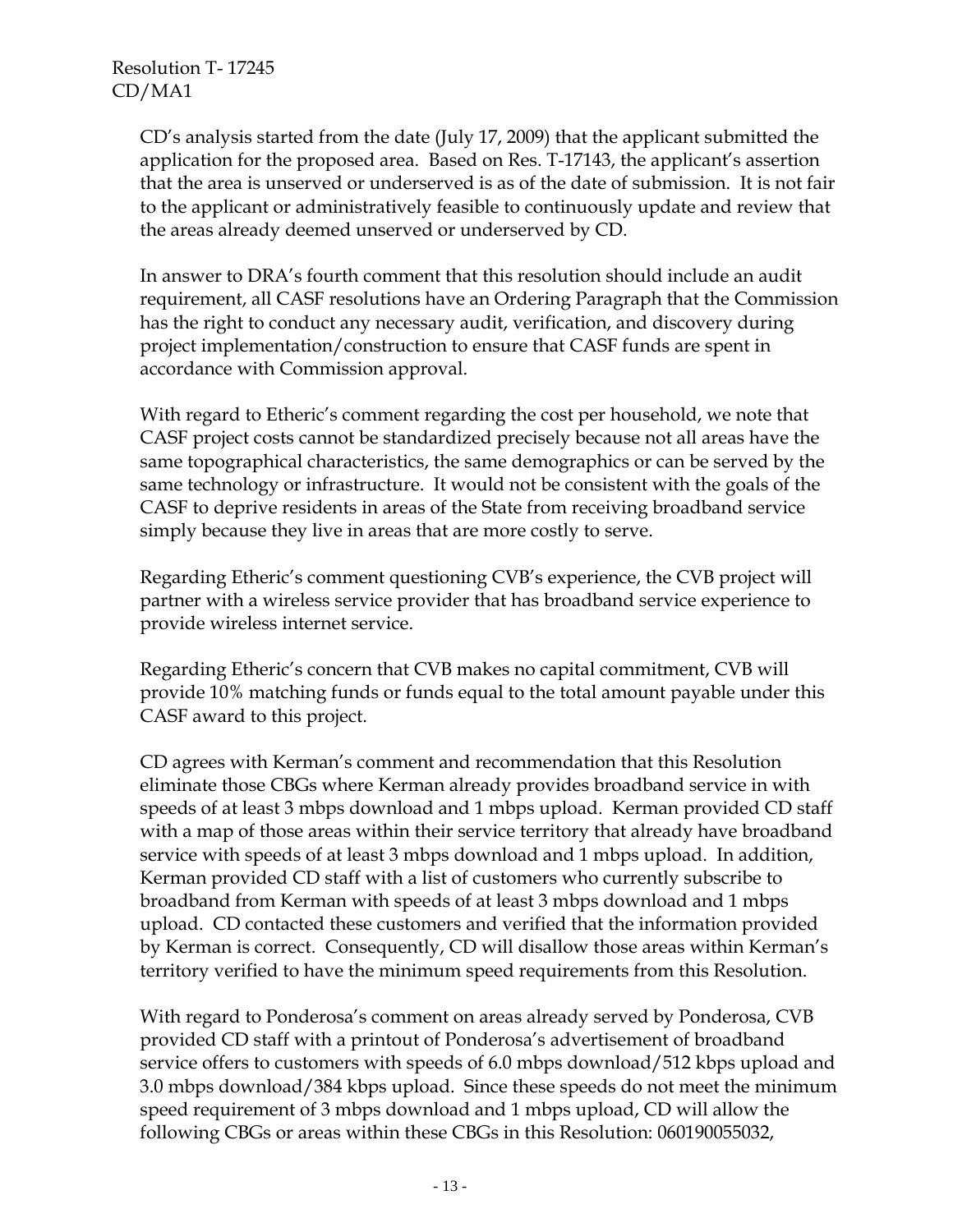CD's analysis started from the date (July 17, 2009) that the applicant submitted the application for the proposed area. Based on Res. T-17143, the applicant's assertion that the area is unserved or underserved is as of the date of submission. It is not fair to the applicant or administratively feasible to continuously update and review that the areas already deemed unserved or underserved by CD.

In answer to DRA's fourth comment that this resolution should include an audit requirement, all CASF resolutions have an Ordering Paragraph that the Commission has the right to conduct any necessary audit, verification, and discovery during project implementation/construction to ensure that CASF funds are spent in accordance with Commission approval.

With regard to Etheric's comment regarding the cost per household, we note that CASF project costs cannot be standardized precisely because not all areas have the same topographical characteristics, the same demographics or can be served by the same technology or infrastructure. It would not be consistent with the goals of the CASF to deprive residents in areas of the State from receiving broadband service simply because they live in areas that are more costly to serve.

Regarding Etheric's comment questioning CVB's experience, the CVB project will partner with a wireless service provider that has broadband service experience to provide wireless internet service.

Regarding Etheric's concern that CVB makes no capital commitment, CVB will provide 10% matching funds or funds equal to the total amount payable under this CASF award to this project.

CD agrees with Kerman's comment and recommendation that this Resolution eliminate those CBGs where Kerman already provides broadband service in with speeds of at least 3 mbps download and 1 mbps upload. Kerman provided CD staff with a map of those areas within their service territory that already have broadband service with speeds of at least 3 mbps download and 1 mbps upload. In addition, Kerman provided CD staff with a list of customers who currently subscribe to broadband from Kerman with speeds of at least 3 mbps download and 1 mbps upload. CD contacted these customers and verified that the information provided by Kerman is correct. Consequently, CD will disallow those areas within Kerman's territory verified to have the minimum speed requirements from this Resolution.

With regard to Ponderosa's comment on areas already served by Ponderosa, CVB provided CD staff with a printout of Ponderosa's advertisement of broadband service offers to customers with speeds of 6.0 mbps download/512 kbps upload and 3.0 mbps download/384 kbps upload. Since these speeds do not meet the minimum speed requirement of 3 mbps download and 1 mbps upload, CD will allow the following CBGs or areas within these CBGs in this Resolution: 060190055032,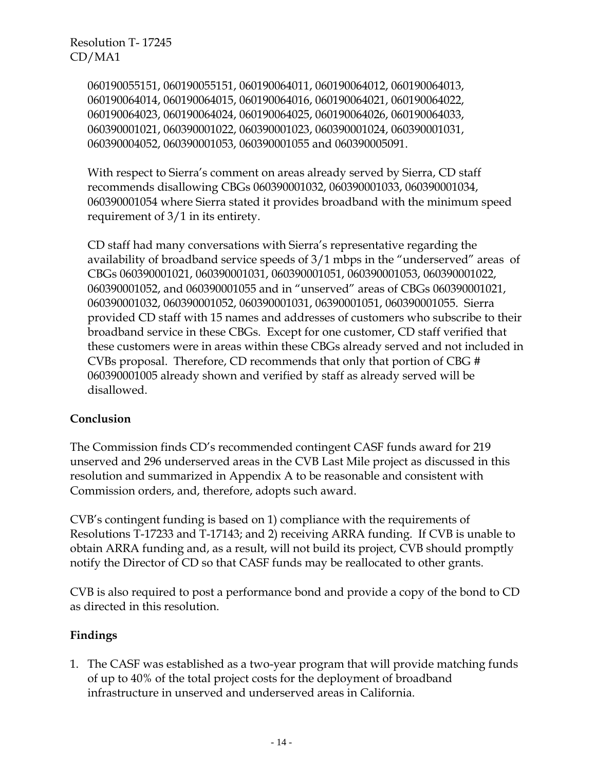060190055151, 060190055151, 060190064011, 060190064012, 060190064013, 060190064014, 060190064015, 060190064016, 060190064021, 060190064022, 060190064023, 060190064024, 060190064025, 060190064026, 060190064033, 060390001021, 060390001022, 060390001023, 060390001024, 060390001031, 060390004052, 060390001053, 060390001055 and 060390005091.

With respect to Sierra's comment on areas already served by Sierra, CD staff recommends disallowing CBGs 060390001032, 060390001033, 060390001034, 060390001054 where Sierra stated it provides broadband with the minimum speed requirement of 3/1 in its entirety.

CD staff had many conversations with Sierra's representative regarding the availability of broadband service speeds of 3/1 mbps in the "underserved" areas of CBGs 060390001021, 060390001031, 060390001051, 060390001053, 060390001022, 060390001052, and 060390001055 and in "unserved" areas of CBGs 060390001021, 060390001032, 060390001052, 060390001031, 06390001051, 060390001055. Sierra provided CD staff with 15 names and addresses of customers who subscribe to their broadband service in these CBGs. Except for one customer, CD staff verified that these customers were in areas within these CBGs already served and not included in CVBs proposal. Therefore, CD recommends that only that portion of CBG # 060390001005 already shown and verified by staff as already served will be disallowed.

**Conclusion**

The Commission finds CD's recommended contingent CASF funds award for 219 unserved and 296 underserved areas in the CVB Last Mile project as discussed in this resolution and summarized in Appendix A to be reasonable and consistent with Commission orders, and, therefore, adopts such award.

CVB's contingent funding is based on 1) compliance with the requirements of Resolutions T-17233 and T-17143; and 2) receiving ARRA funding. If CVB is unable to obtain ARRA funding and, as a result, will not build its project, CVB should promptly notify the Director of CD so that CASF funds may be reallocated to other grants.

CVB is also required to post a performance bond and provide a copy of the bond to CD as directed in this resolution.

**Findings**

1. The CASF was established as a two-year program that will provide matching funds of up to 40% of the total project costs for the deployment of broadband infrastructure in unserved and underserved areas in California.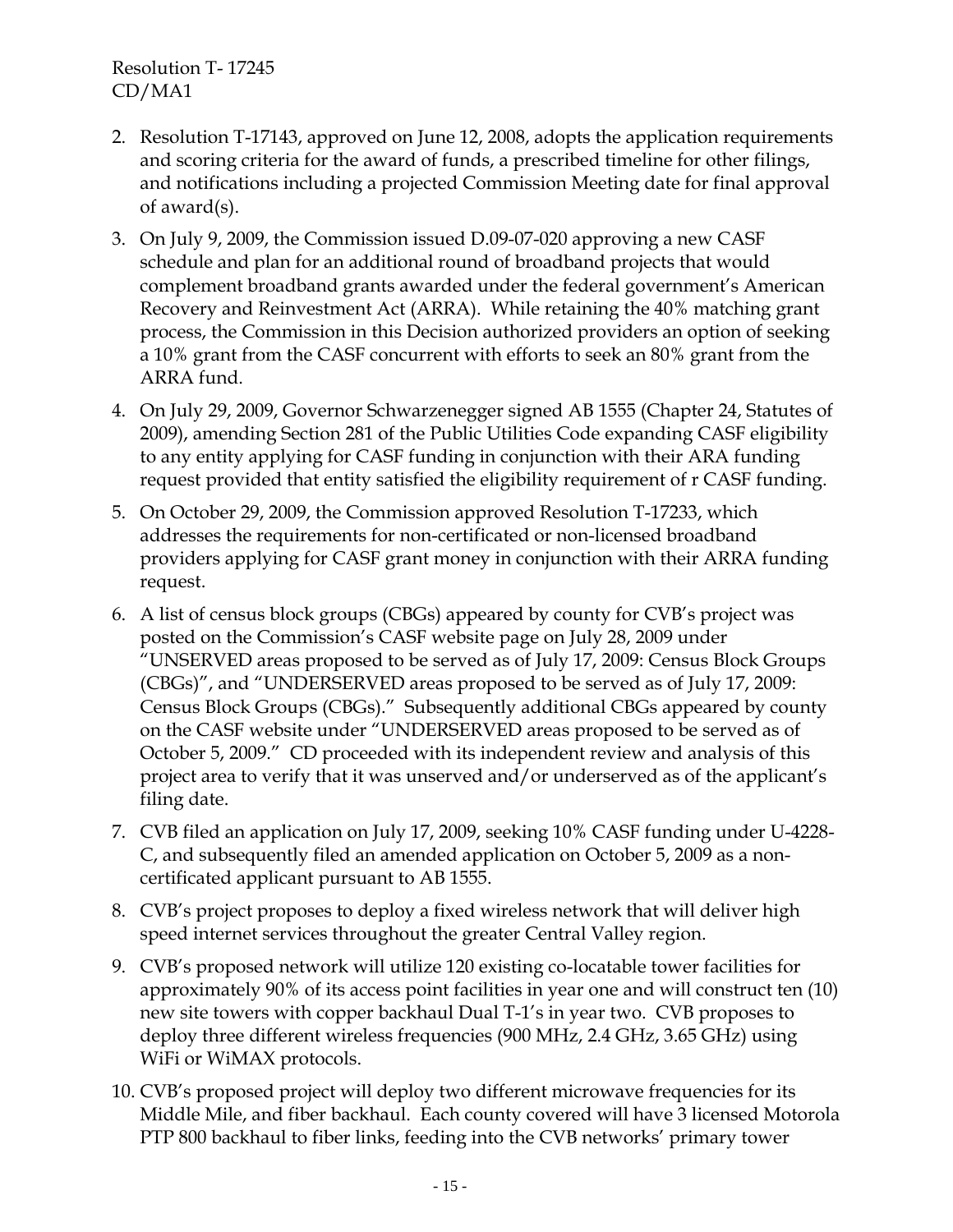2. Resolution T-17143, approved on June 12, 2008, adopts the application requirements and scoring criteria for the award of funds, a prescribed timeline for other filings, and notifications including a projected Commission Meeting date for final approval of award(s).
3. On July 9, 2009, the Commission issued D.09-07-020 approving a new CASF schedule and plan for an additional round of broadband projects that would complement broadband grants awarded under the federal government's American Recovery and Reinvestment Act (ARRA). While retaining the 40% matching grant process, the Commission in this Decision authorized providers an option of seeking a 10% grant from the CASF concurrent with efforts to seek an 80% grant from the ARRA fund.
4. On July 29, 2009, Governor Schwarzenegger signed AB 1555 (Chapter 24, Statutes of 2009), amending Section 281 of the Public Utilities Code expanding CASF eligibility to any entity applying for CASF funding in conjunction with their ARA funding request provided that entity satisfied the eligibility requirement of r CASF funding.
5. On October 29, 2009, the Commission approved Resolution T-17233, which addresses the requirements for non-certificated or non-licensed broadband providers applying for CASF grant money in conjunction with their ARRA funding request.
6. A list of census block groups (CBGs) appeared by county for CVB's project was posted on the Commission's CASF website page on July 28, 2009 under "UNSERVED areas proposed to be served as of July 17, 2009: Census Block Groups (CBGs)", and "UNDERSERVED areas proposed to be served as of July 17, 2009: Census Block Groups (CBGs)." Subsequently additional CBGs appeared by county on the CASF website under "UNDERSERVED areas proposed to be served as of October 5, 2009." CD proceeded with its independent review and analysis of this project area to verify that it was unserved and/or underserved as of the applicant's filing date.
7. CVB filed an application on July 17, 2009, seeking 10% CASF funding under U-4228-C, and subsequently filed an amended application on October 5, 2009 as a non-certificated applicant pursuant to AB 1555.
8. CVB's project proposes to deploy a fixed wireless network that will deliver high speed internet services throughout the greater Central Valley region.
9. CVB's proposed network will utilize 120 existing co-locatable tower facilities for approximately 90% of its access point facilities in year one and will construct ten (10) new site towers with copper backhaul Dual T-1's in year two. CVB proposes to deploy three different wireless frequencies (900 MHz, 2.4 GHz, 3.65 GHz) using WiFi or WiMAX protocols.
10. CVB's proposed project will deploy two different microwave frequencies for its Middle Mile, and fiber backhaul. Each county covered will have 3 licensed Motorola PTP 800 backhaul to fiber links, feeding into the CVB networks' primary tower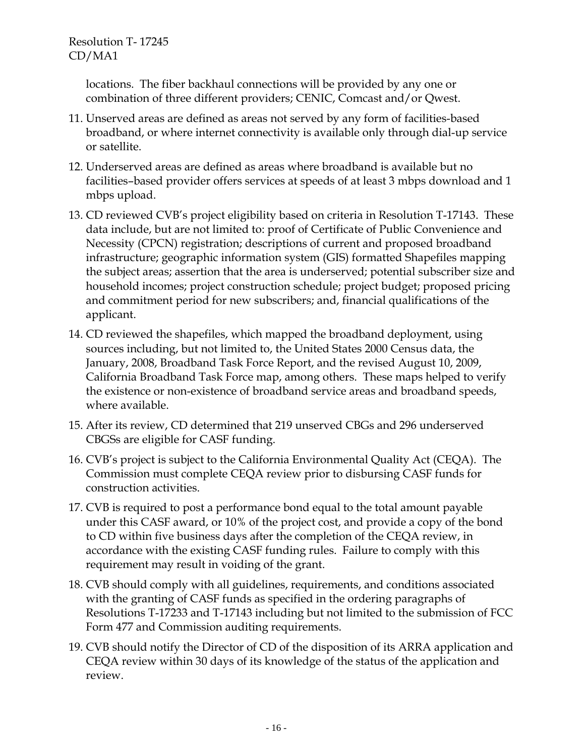locations. The fiber backhaul connections will be provided by any one or combination of three different providers; CENIC, Comcast and/or Qwest.

11. Unserved areas are defined as areas not served by any form of facilities-based broadband, or where internet connectivity is available only through dial-up service or satellite.

12. Underserved areas are defined as areas where broadband is available but no facilities–based provider offers services at speeds of at least 3 mbps download and 1 mbps upload.

13. CD reviewed CVB's project eligibility based on criteria in Resolution T-17143. These data include, but are not limited to: proof of Certificate of Public Convenience and Necessity (CPCN) registration; descriptions of current and proposed broadband infrastructure; geographic information system (GIS) formatted Shapefiles mapping the subject areas; assertion that the area is underserved; potential subscriber size and household incomes; project construction schedule; project budget; proposed pricing and commitment period for new subscribers; and, financial qualifications of the applicant.

14. CD reviewed the shapefiles, which mapped the broadband deployment, using sources including, but not limited to, the United States 2000 Census data, the January, 2008, Broadband Task Force Report, and the revised August 10, 2009, California Broadband Task Force map, among others. These maps helped to verify the existence or non-existence of broadband service areas and broadband speeds, where available.

15. After its review, CD determined that 219 unserved CBGs and 296 underserved CBGSs are eligible for CASF funding.

16. CVB's project is subject to the California Environmental Quality Act (CEQA). The Commission must complete CEQA review prior to disbursing CASF funds for construction activities.

17. CVB is required to post a performance bond equal to the total amount payable under this CASF award, or 10% of the project cost, and provide a copy of the bond to CD within five business days after the completion of the CEQA review, in accordance with the existing CASF funding rules. Failure to comply with this requirement may result in voiding of the grant.

18. CVB should comply with all guidelines, requirements, and conditions associated with the granting of CASF funds as specified in the ordering paragraphs of Resolutions T-17233 and T-17143 including but not limited to the submission of FCC Form 477 and Commission auditing requirements.

19. CVB should notify the Director of CD of the disposition of its ARRA application and CEQA review within 30 days of its knowledge of the status of the application and review.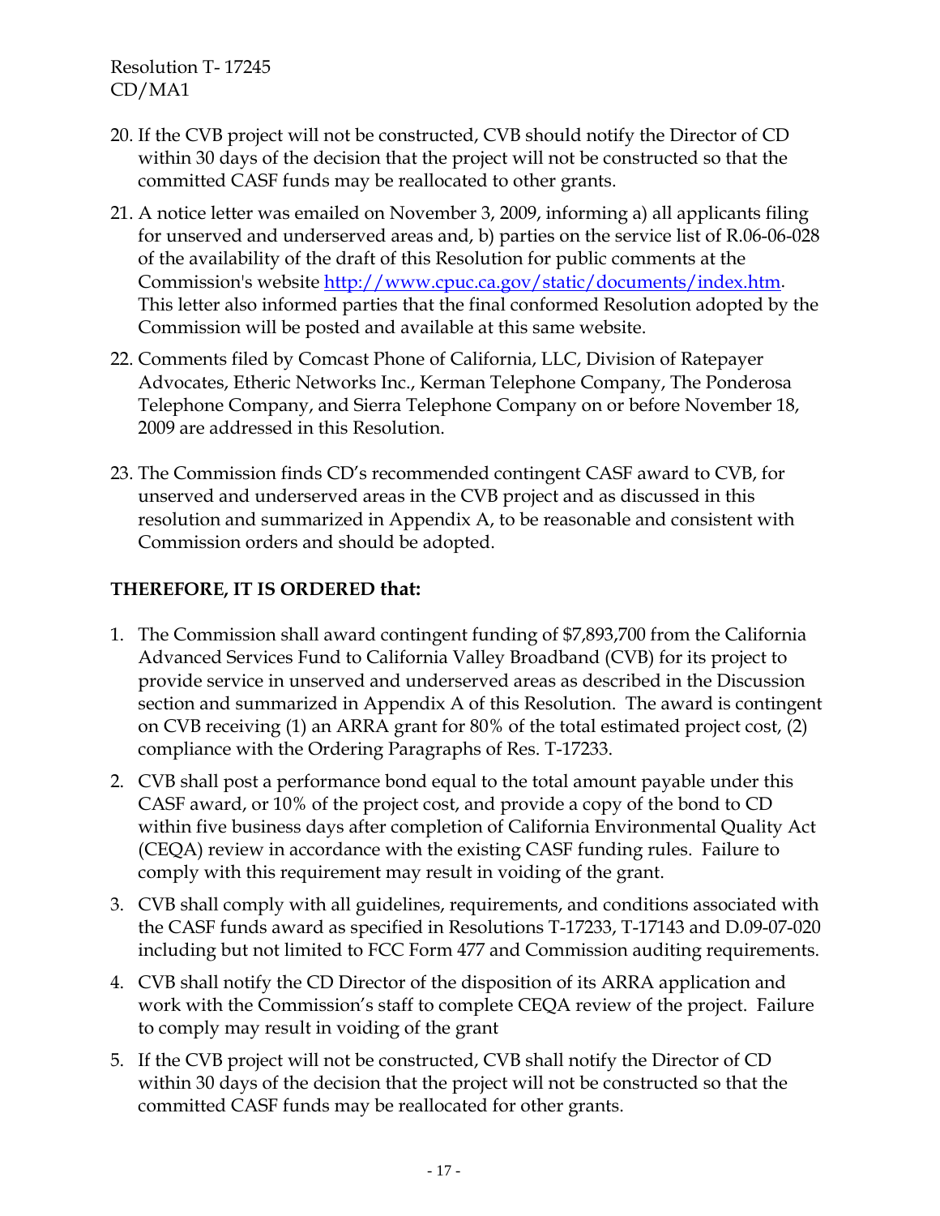20. If the CVB project will not be constructed, CVB should notify the Director of CD within 30 days of the decision that the project will not be constructed so that the committed CASF funds may be reallocated to other grants.

21. A notice letter was emailed on November 3, 2009, informing a) all applicants filing for unserved and underserved areas and, b) parties on the service list of R.06-06-028 of the availability of the draft of this Resolution for public comments at the Commission's website http://www.cpuc.ca.gov/static/documents/index.htm. This letter also informed parties that the final conformed Resolution adopted by the Commission will be posted and available at this same website.

22. Comments filed by Comcast Phone of California, LLC, Division of Ratepayer Advocates, Etheric Networks Inc., Kerman Telephone Company, The Ponderosa Telephone Company, and Sierra Telephone Company on or before November 18, 2009 are addressed in this Resolution.

23. The Commission finds CD's recommended contingent CASF award to CVB, for unserved and underserved areas in the CVB project and as discussed in this resolution and summarized in Appendix A, to be reasonable and consistent with Commission orders and should be adopted.

**THEREFORE, IT IS ORDERED that:**

1. The Commission shall award contingent funding of $7,893,700 from the California Advanced Services Fund to California Valley Broadband (CVB) for its project to provide service in unserved and underserved areas as described in the Discussion section and summarized in Appendix A of this Resolution. The award is contingent on CVB receiving (1) an ARRA grant for 80% of the total estimated project cost, (2) compliance with the Ordering Paragraphs of Res. T-17233.

2. CVB shall post a performance bond equal to the total amount payable under this CASF award, or 10% of the project cost, and provide a copy of the bond to CD within five business days after completion of California Environmental Quality Act (CEQA) review in accordance with the existing CASF funding rules. Failure to comply with this requirement may result in voiding of the grant.

3. CVB shall comply with all guidelines, requirements, and conditions associated with the CASF funds award as specified in Resolutions T-17233, T-17143 and D.09-07-020 including but not limited to FCC Form 477 and Commission auditing requirements.

4. CVB shall notify the CD Director of the disposition of its ARRA application and work with the Commission's staff to complete CEQA review of the project. Failure to comply may result in voiding of the grant

5. If the CVB project will not be constructed, CVB shall notify the Director of CD within 30 days of the decision that the project will not be constructed so that the committed CASF funds may be reallocated for other grants.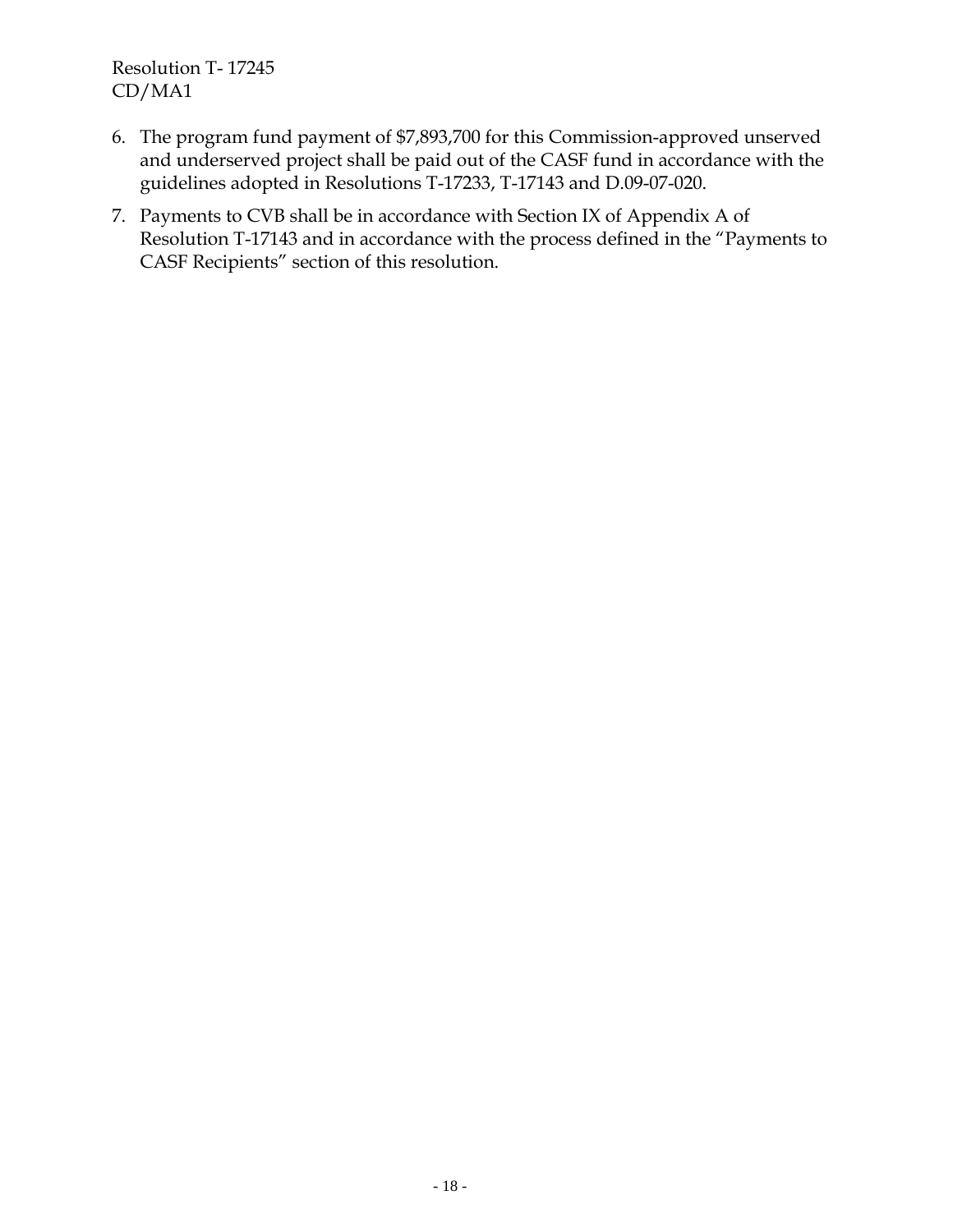6. The program fund payment of $7,893,700 for this Commission-approved unserved and underserved project shall be paid out of the CASF fund in accordance with the guidelines adopted in Resolutions T-17233, T-17143 and D.09-07-020.
7. Payments to CVB shall be in accordance with Section IX of Appendix A of Resolution T-17143 and in accordance with the process defined in the "Payments to CASF Recipients" section of this resolution.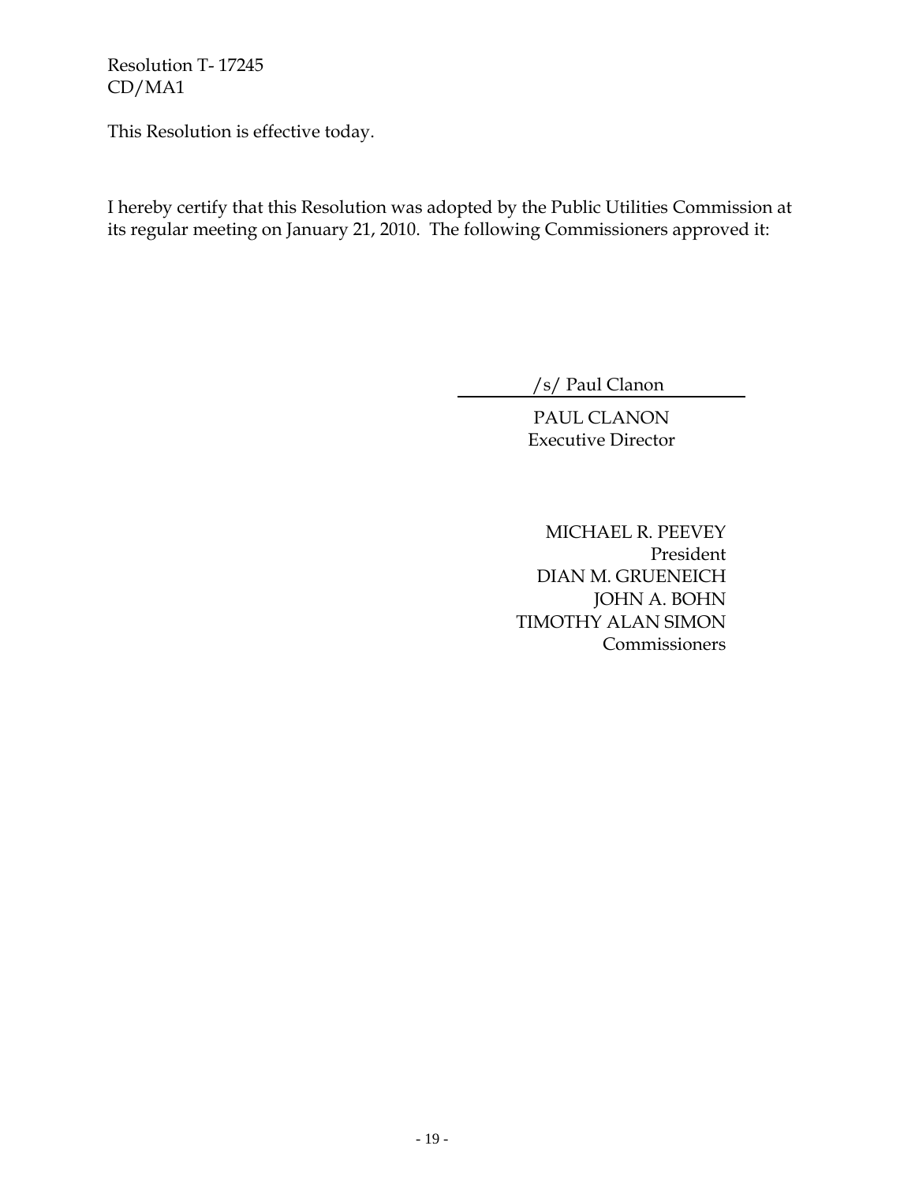This Resolution is effective today.

I hereby certify that this Resolution was adopted by the Public Utilities Commission at its regular meeting on January 21, 2010. The following Commissioners approved it:

/s/ Paul Clanon

PAUL CLANON
Executive Director

MICHAEL R. PEEVEY
President
DIAN M. GRUENEICH
JOHN A. BOHN
TIMOTHY ALAN SIMON
Commissioners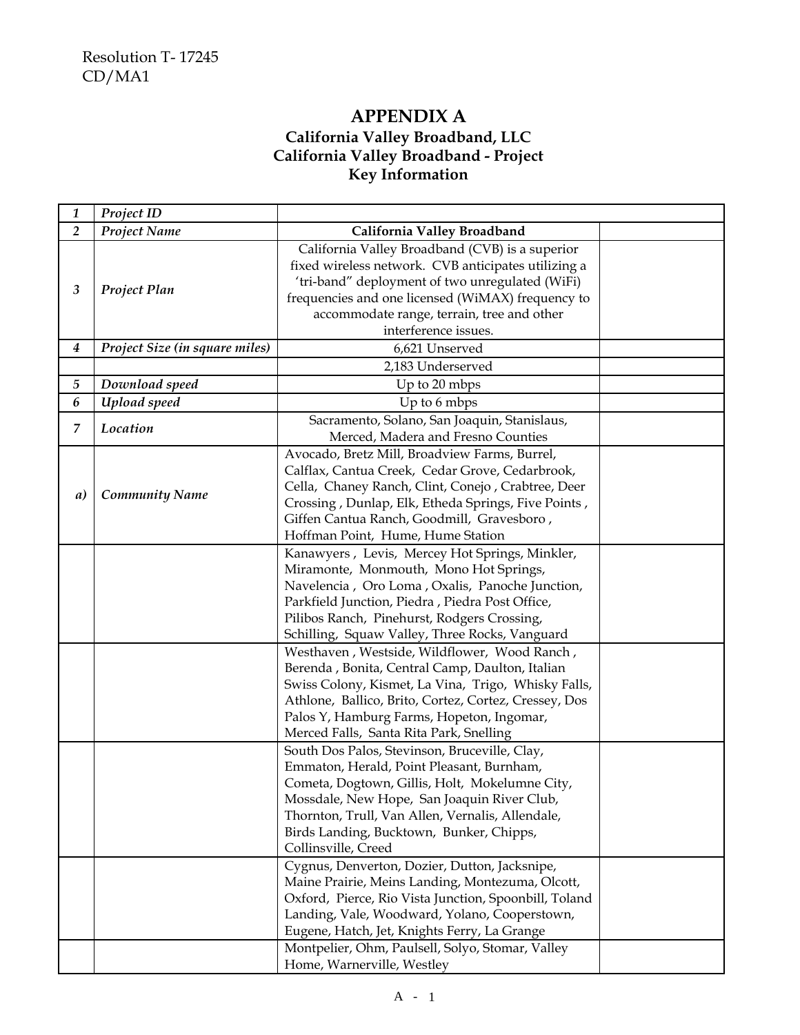Resolution T- 17245
CD/MA1

# APPENDIX A

### California Valley Broadband, LLC
### California Valley Broadband - Project
### Key Information

| | | | |
|---|---|---|---|
| *1* | ***Project ID*** | | |
| *2* | ***Project Name*** | **California Valley Broadband** | |
| *3* | ***Project Plan*** | California Valley Broadband (CVB) is a superior fixed wireless network. CVB anticipates utilizing a 'tri-band" deployment of two unregulated (WiFi) frequencies and one licensed (WiMAX) frequency to accommodate range, terrain, tree and other interference issues. | |
| *4* | ***Project Size (in square miles)*** | 6,621 Unserved | |
| | | 2,183 Underserved | |
| *5* | ***Download speed*** | Up to 20 mbps | |
| *6* | ***Upload speed*** | Up to 6 mbps | |
| *7* | ***Location*** | Sacramento, Solano, San Joaquin, Stanislaus, Merced, Madera and Fresno Counties | |
| *a)* | ***Community Name*** | Avocado, Bretz Mill, Broadview Farms, Burrel, Calflax, Cantua Creek, Cedar Grove, Cedarbrook, Cella, Chaney Ranch, Clint, Conejo , Crabtree, Deer Crossing , Dunlap, Elk, Etheda Springs, Five Points , Giffen Cantua Ranch, Goodmill, Gravesboro , Hoffman Point, Hume, Hume Station | |
| | | Kanawyers , Levis, Mercey Hot Springs, Minkler, Miramonte, Monmouth, Mono Hot Springs, Navelencia , Oro Loma , Oxalis, Panoche Junction, Parkfield Junction, Piedra , Piedra Post Office, Pilibos Ranch, Pinehurst, Rodgers Crossing, Schilling, Squaw Valley, Three Rocks, Vanguard | |
| | | Westhaven , Westside, Wildflower, Wood Ranch , Berenda , Bonita, Central Camp, Daulton, Italian Swiss Colony, Kismet, La Vina, Trigo, Whisky Falls, Athlone, Ballico, Brito, Cortez, Cortez, Cressey, Dos Palos Y, Hamburg Farms, Hopeton, Ingomar, Merced Falls, Santa Rita Park, Snelling | |
| | | South Dos Palos, Stevinson, Bruceville, Clay, Emmaton, Herald, Point Pleasant, Burnham, Cometa, Dogtown, Gillis, Holt, Mokelumne City, Mossdale, New Hope, San Joaquin River Club, Thornton, Trull, Van Allen, Vernalis, Allendale, Birds Landing, Bucktown, Bunker, Chipps, Collinsville, Creed | |
| | | Cygnus, Denverton, Dozier, Dutton, Jacksnipe, Maine Prairie, Meins Landing, Montezuma, Olcott, Oxford, Pierce, Rio Vista Junction, Spoonbill, Toland Landing, Vale, Woodward, Yolano, Cooperstown, Eugene, Hatch, Jet, Knights Ferry, La Grange | |
| | | Montpelier, Ohm, Paulsell, Solyo, Stomar, Valley Home, Warnerville, Westley | |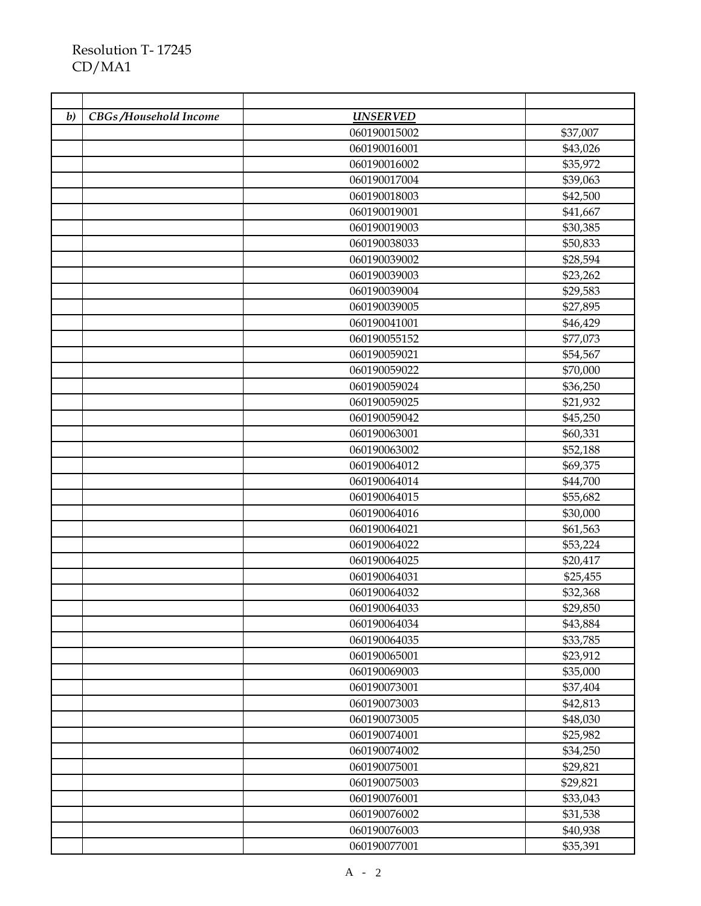| | | | |
|---|---|---|---|
| *b)* | ***CBGs /Household Income*** | ***UNSERVED*** | |
| | | 060190015002 | $37,007 |
| | | 060190016001 | $43,026 |
| | | 060190016002 | $35,972 |
| | | 060190017004 | $39,063 |
| | | 060190018003 | $42,500 |
| | | 060190019001 | $41,667 |
| | | 060190019003 | $30,385 |
| | | 060190038033 | $50,833 |
| | | 060190039002 | $28,594 |
| | | 060190039003 | $23,262 |
| | | 060190039004 | $29,583 |
| | | 060190039005 | $27,895 |
| | | 060190041001 | $46,429 |
| | | 060190055152 | $77,073 |
| | | 060190059021 | $54,567 |
| | | 060190059022 | $70,000 |
| | | 060190059024 | $36,250 |
| | | 060190059025 | $21,932 |
| | | 060190059042 | $45,250 |
| | | 060190063001 | $60,331 |
| | | 060190063002 | $52,188 |
| | | 060190064012 | $69,375 |
| | | 060190064014 | $44,700 |
| | | 060190064015 | $55,682 |
| | | 060190064016 | $30,000 |
| | | 060190064021 | $61,563 |
| | | 060190064022 | $53,224 |
| | | 060190064025 | $20,417 |
| | | 060190064031 | $25,455 |
| | | 060190064032 | $32,368 |
| | | 060190064033 | $29,850 |
| | | 060190064034 | $43,884 |
| | | 060190064035 | $33,785 |
| | | 060190065001 | $23,912 |
| | | 060190069003 | $35,000 |
| | | 060190073001 | $37,404 |
| | | 060190073003 | $42,813 |
| | | 060190073005 | $48,030 |
| | | 060190074001 | $25,982 |
| | | 060190074002 | $34,250 |
| | | 060190075001 | $29,821 |
| | | 060190075003 | $29,821 |
| | | 060190076001 | $33,043 |
| | | 060190076002 | $31,538 |
| | | 060190076003 | $40,938 |
| | | 060190077001 | $35,391 |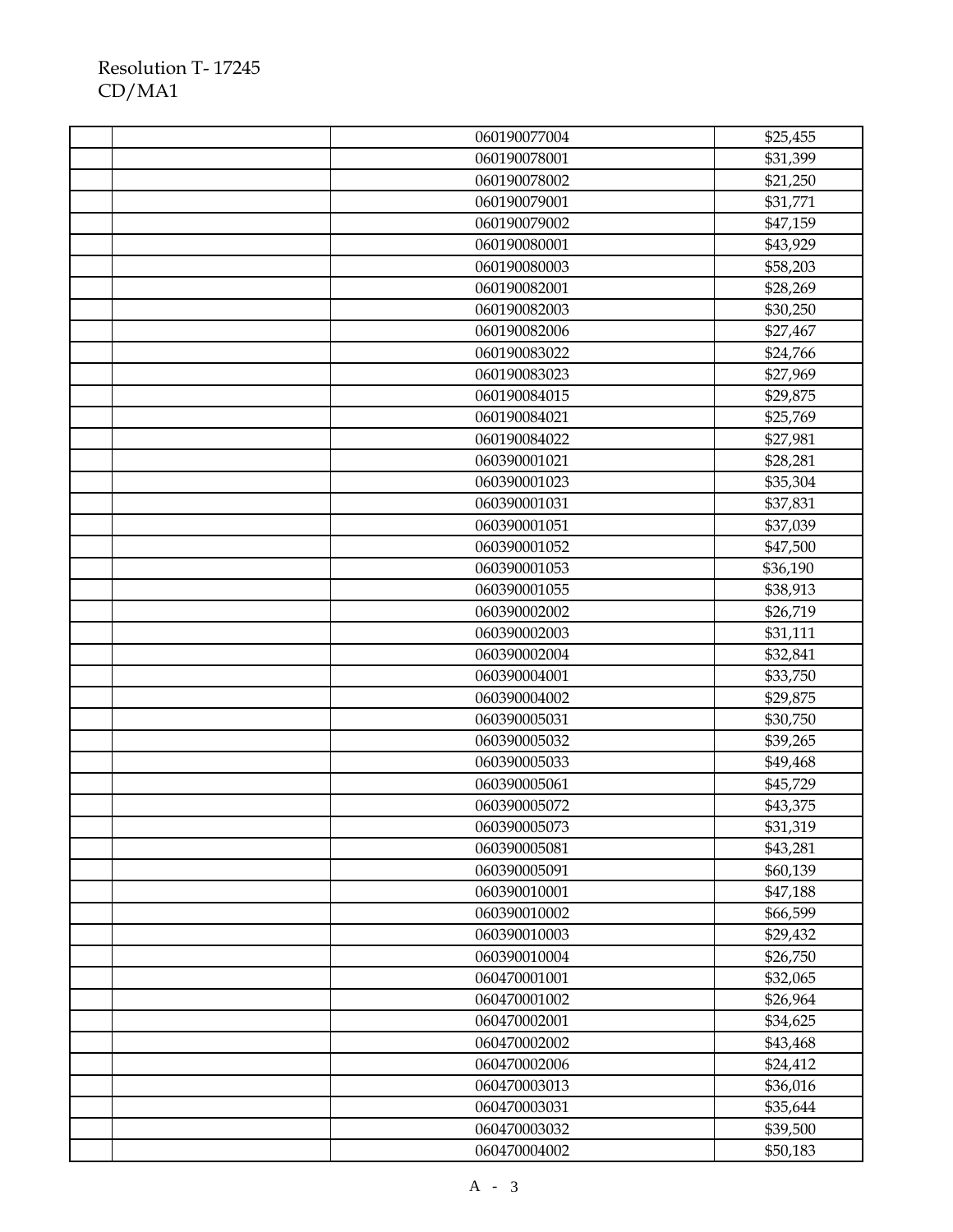|  |  |  |  |
|---|---|---|---|
|  |  | 060190077004 | $25,455 |
|  |  | 060190078001 | $31,399 |
|  |  | 060190078002 | $21,250 |
|  |  | 060190079001 | $31,771 |
|  |  | 060190079002 | $47,159 |
|  |  | 060190080001 | $43,929 |
|  |  | 060190080003 | $58,203 |
|  |  | 060190082001 | $28,269 |
|  |  | 060190082003 | $30,250 |
|  |  | 060190082006 | $27,467 |
|  |  | 060190083022 | $24,766 |
|  |  | 060190083023 | $27,969 |
|  |  | 060190084015 | $29,875 |
|  |  | 060190084021 | $25,769 |
|  |  | 060190084022 | $27,981 |
|  |  | 060390001021 | $28,281 |
|  |  | 060390001023 | $35,304 |
|  |  | 060390001031 | $37,831 |
|  |  | 060390001051 | $37,039 |
|  |  | 060390001052 | $47,500 |
|  |  | 060390001053 | $36,190 |
|  |  | 060390001055 | $38,913 |
|  |  | 060390002002 | $26,719 |
|  |  | 060390002003 | $31,111 |
|  |  | 060390002004 | $32,841 |
|  |  | 060390004001 | $33,750 |
|  |  | 060390004002 | $29,875 |
|  |  | 060390005031 | $30,750 |
|  |  | 060390005032 | $39,265 |
|  |  | 060390005033 | $49,468 |
|  |  | 060390005061 | $45,729 |
|  |  | 060390005072 | $43,375 |
|  |  | 060390005073 | $31,319 |
|  |  | 060390005081 | $43,281 |
|  |  | 060390005091 | $60,139 |
|  |  | 060390010001 | $47,188 |
|  |  | 060390010002 | $66,599 |
|  |  | 060390010003 | $29,432 |
|  |  | 060390010004 | $26,750 |
|  |  | 060470001001 | $32,065 |
|  |  | 060470001002 | $26,964 |
|  |  | 060470002001 | $34,625 |
|  |  | 060470002002 | $43,468 |
|  |  | 060470002006 | $24,412 |
|  |  | 060470003013 | $36,016 |
|  |  | 060470003031 | $35,644 |
|  |  | 060470003032 | $39,500 |
|  |  | 060470004002 | $50,183 |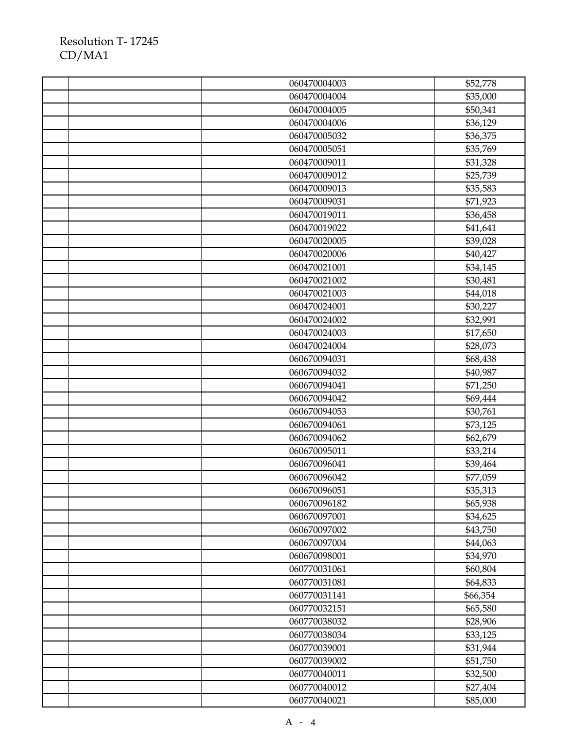Resolution T- 17245
CD/MA1

| | | | |
|---|---|---|---|
| | | 060470004003 | $52,778 |
| | | 060470004004 | $35,000 |
| | | 060470004005 | $50,341 |
| | | 060470004006 | $36,129 |
| | | 060470005032 | $36,375 |
| | | 060470005051 | $35,769 |
| | | 060470009011 | $31,328 |
| | | 060470009012 | $25,739 |
| | | 060470009013 | $35,583 |
| | | 060470009031 | $71,923 |
| | | 060470019011 | $36,458 |
| | | 060470019022 | $41,641 |
| | | 060470020005 | $39,028 |
| | | 060470020006 | $40,427 |
| | | 060470021001 | $34,145 |
| | | 060470021002 | $30,481 |
| | | 060470021003 | $44,018 |
| | | 060470024001 | $30,227 |
| | | 060470024002 | $32,991 |
| | | 060470024003 | $17,650 |
| | | 060470024004 | $28,073 |
| | | 060670094031 | $68,438 |
| | | 060670094032 | $40,987 |
| | | 060670094041 | $71,250 |
| | | 060670094042 | $69,444 |
| | | 060670094053 | $30,761 |
| | | 060670094061 | $73,125 |
| | | 060670094062 | $62,679 |
| | | 060670095011 | $33,214 |
| | | 060670096041 | $39,464 |
| | | 060670096042 | $77,059 |
| | | 060670096051 | $35,313 |
| | | 060670096182 | $65,938 |
| | | 060670097001 | $34,625 |
| | | 060670097002 | $43,750 |
| | | 060670097004 | $44,063 |
| | | 060670098001 | $34,970 |
| | | 060770031061 | $60,804 |
| | | 060770031081 | $64,833 |
| | | 060770031141 | $66,354 |
| | | 060770032151 | $65,580 |
| | | 060770038032 | $28,906 |
| | | 060770038034 | $33,125 |
| | | 060770039001 | $31,944 |
| | | 060770039002 | $51,750 |
| | | 060770040011 | $32,500 |
| | | 060770040012 | $27,404 |
| | | 060770040021 | $85,000 |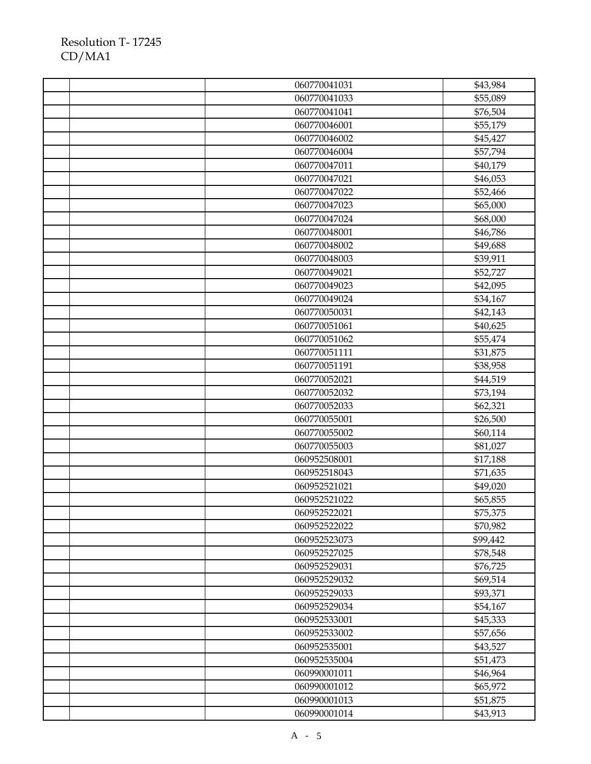|  |  |  |  |
|---|---|---|---|
|  |  | 060770041031 | $43,984 |
|  |  | 060770041033 | $55,089 |
|  |  | 060770041041 | $76,504 |
|  |  | 060770046001 | $55,179 |
|  |  | 060770046002 | $45,427 |
|  |  | 060770046004 | $57,794 |
|  |  | 060770047011 | $40,179 |
|  |  | 060770047021 | $46,053 |
|  |  | 060770047022 | $52,466 |
|  |  | 060770047023 | $65,000 |
|  |  | 060770047024 | $68,000 |
|  |  | 060770048001 | $46,786 |
|  |  | 060770048002 | $49,688 |
|  |  | 060770048003 | $39,911 |
|  |  | 060770049021 | $52,727 |
|  |  | 060770049023 | $42,095 |
|  |  | 060770049024 | $34,167 |
|  |  | 060770050031 | $42,143 |
|  |  | 060770051061 | $40,625 |
|  |  | 060770051062 | $55,474 |
|  |  | 060770051111 | $31,875 |
|  |  | 060770051191 | $38,958 |
|  |  | 060770052021 | $44,519 |
|  |  | 060770052032 | $73,194 |
|  |  | 060770052033 | $62,321 |
|  |  | 060770055001 | $26,500 |
|  |  | 060770055002 | $60,114 |
|  |  | 060770055003 | $81,027 |
|  |  | 060952508001 | $17,188 |
|  |  | 060952518043 | $71,635 |
|  |  | 060952521021 | $49,020 |
|  |  | 060952521022 | $65,855 |
|  |  | 060952522021 | $75,375 |
|  |  | 060952522022 | $70,982 |
|  |  | 060952523073 | $99,442 |
|  |  | 060952527025 | $78,548 |
|  |  | 060952529031 | $76,725 |
|  |  | 060952529032 | $69,514 |
|  |  | 060952529033 | $93,371 |
|  |  | 060952529034 | $54,167 |
|  |  | 060952533001 | $45,333 |
|  |  | 060952533002 | $57,656 |
|  |  | 060952535001 | $43,527 |
|  |  | 060952535004 | $51,473 |
|  |  | 060990001011 | $46,964 |
|  |  | 060990001012 | $65,972 |
|  |  | 060990001013 | $51,875 |
|  |  | 060990001014 | $43,913 |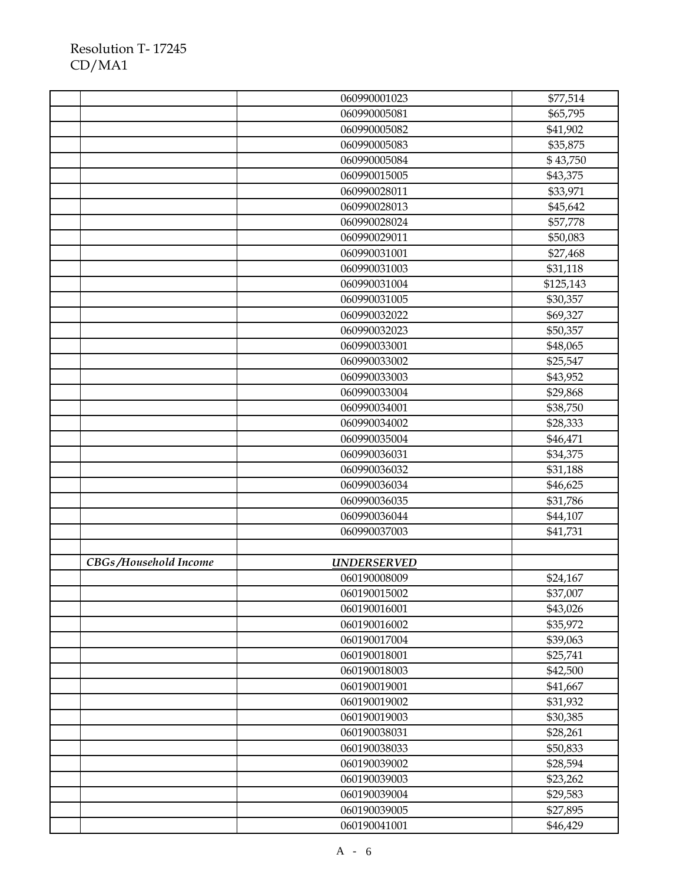Resolution T- 17245
CD/MA1

| | | | |
|---|---|---|---|
| | | 060990001023 | $77,514 |
| | | 060990005081 | $65,795 |
| | | 060990005082 | $41,902 |
| | | 060990005083 | $35,875 |
| | | 060990005084 | $ 43,750 |
| | | 060990015005 | $43,375 |
| | | 060990028011 | $33,971 |
| | | 060990028013 | $45,642 |
| | | 060990028024 | $57,778 |
| | | 060990029011 | $50,083 |
| | | 060990031001 | $27,468 |
| | | 060990031003 | $31,118 |
| | | 060990031004 | $125,143 |
| | | 060990031005 | $30,357 |
| | | 060990032022 | $69,327 |
| | | 060990032023 | $50,357 |
| | | 060990033001 | $48,065 |
| | | 060990033002 | $25,547 |
| | | 060990033003 | $43,952 |
| | | 060990033004 | $29,868 |
| | | 060990034001 | $38,750 |
| | | 060990034002 | $28,333 |
| | | 060990035004 | $46,471 |
| | | 060990036031 | $34,375 |
| | | 060990036032 | $31,188 |
| | | 060990036034 | $46,625 |
| | | 060990036035 | $31,786 |
| | | 060990036044 | $44,107 |
| | | 060990037003 | $41,731 |
| | | | |
| | ***CBGs/Household Income*** | ***UNDERSERVED*** | |
| | | 060190008009 | $24,167 |
| | | 060190015002 | $37,007 |
| | | 060190016001 | $43,026 |
| | | 060190016002 | $35,972 |
| | | 060190017004 | $39,063 |
| | | 060190018001 | $25,741 |
| | | 060190018003 | $42,500 |
| | | 060190019001 | $41,667 |
| | | 060190019002 | $31,932 |
| | | 060190019003 | $30,385 |
| | | 060190038031 | $28,261 |
| | | 060190038033 | $50,833 |
| | | 060190039002 | $28,594 |
| | | 060190039003 | $23,262 |
| | | 060190039004 | $29,583 |
| | | 060190039005 | $27,895 |
| | | 060190041001 | $46,429 |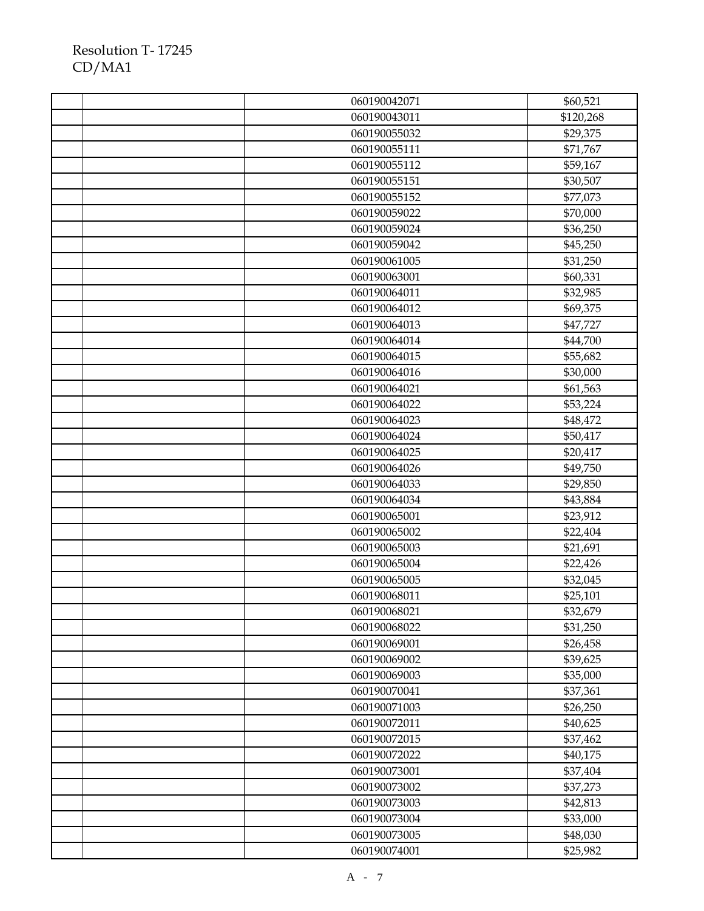| | | | |
|---|---|---|---|
| | | 060190042071 | $60,521 |
| | | 060190043011 | $120,268 |
| | | 060190055032 | $29,375 |
| | | 060190055111 | $71,767 |
| | | 060190055112 | $59,167 |
| | | 060190055151 | $30,507 |
| | | 060190055152 | $77,073 |
| | | 060190059022 | $70,000 |
| | | 060190059024 | $36,250 |
| | | 060190059042 | $45,250 |
| | | 060190061005 | $31,250 |
| | | 060190063001 | $60,331 |
| | | 060190064011 | $32,985 |
| | | 060190064012 | $69,375 |
| | | 060190064013 | $47,727 |
| | | 060190064014 | $44,700 |
| | | 060190064015 | $55,682 |
| | | 060190064016 | $30,000 |
| | | 060190064021 | $61,563 |
| | | 060190064022 | $53,224 |
| | | 060190064023 | $48,472 |
| | | 060190064024 | $50,417 |
| | | 060190064025 | $20,417 |
| | | 060190064026 | $49,750 |
| | | 060190064033 | $29,850 |
| | | 060190064034 | $43,884 |
| | | 060190065001 | $23,912 |
| | | 060190065002 | $22,404 |
| | | 060190065003 | $21,691 |
| | | 060190065004 | $22,426 |
| | | 060190065005 | $32,045 |
| | | 060190068011 | $25,101 |
| | | 060190068021 | $32,679 |
| | | 060190068022 | $31,250 |
| | | 060190069001 | $26,458 |
| | | 060190069002 | $39,625 |
| | | 060190069003 | $35,000 |
| | | 060190070041 | $37,361 |
| | | 060190071003 | $26,250 |
| | | 060190072011 | $40,625 |
| | | 060190072015 | $37,462 |
| | | 060190072022 | $40,175 |
| | | 060190073001 | $37,404 |
| | | 060190073002 | $37,273 |
| | | 060190073003 | $42,813 |
| | | 060190073004 | $33,000 |
| | | 060190073005 | $48,030 |
| | | 060190074001 | $25,982 |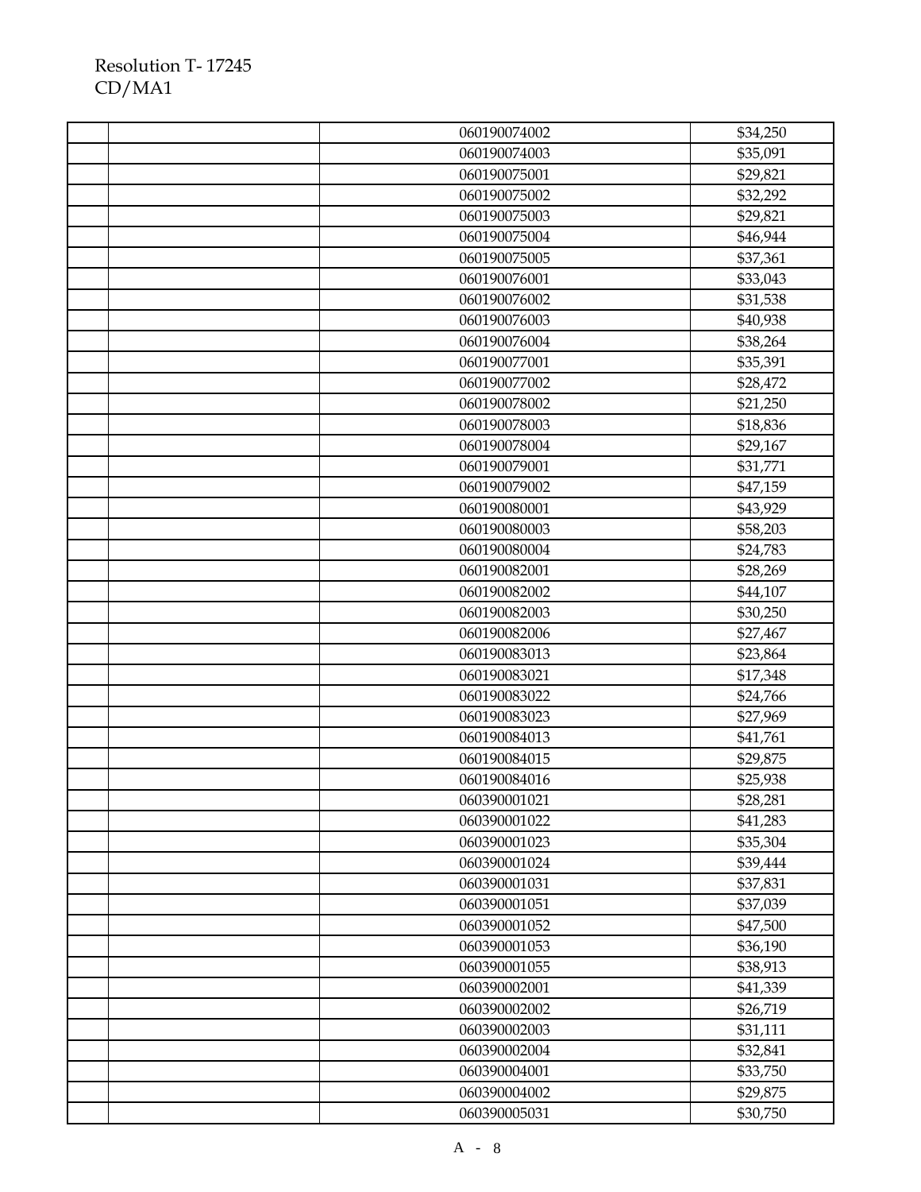Resolution T- 17245
CD/MA1

| | | | |
|---|---|---|---|
| | | 060190074002 | $34,250 |
| | | 060190074003 | $35,091 |
| | | 060190075001 | $29,821 |
| | | 060190075002 | $32,292 |
| | | 060190075003 | $29,821 |
| | | 060190075004 | $46,944 |
| | | 060190075005 | $37,361 |
| | | 060190076001 | $33,043 |
| | | 060190076002 | $31,538 |
| | | 060190076003 | $40,938 |
| | | 060190076004 | $38,264 |
| | | 060190077001 | $35,391 |
| | | 060190077002 | $28,472 |
| | | 060190078002 | $21,250 |
| | | 060190078003 | $18,836 |
| | | 060190078004 | $29,167 |
| | | 060190079001 | $31,771 |
| | | 060190079002 | $47,159 |
| | | 060190080001 | $43,929 |
| | | 060190080003 | $58,203 |
| | | 060190080004 | $24,783 |
| | | 060190082001 | $28,269 |
| | | 060190082002 | $44,107 |
| | | 060190082003 | $30,250 |
| | | 060190082006 | $27,467 |
| | | 060190083013 | $23,864 |
| | | 060190083021 | $17,348 |
| | | 060190083022 | $24,766 |
| | | 060190083023 | $27,969 |
| | | 060190084013 | $41,761 |
| | | 060190084015 | $29,875 |
| | | 060190084016 | $25,938 |
| | | 060390001021 | $28,281 |
| | | 060390001022 | $41,283 |
| | | 060390001023 | $35,304 |
| | | 060390001024 | $39,444 |
| | | 060390001031 | $37,831 |
| | | 060390001051 | $37,039 |
| | | 060390001052 | $47,500 |
| | | 060390001053 | $36,190 |
| | | 060390001055 | $38,913 |
| | | 060390002001 | $41,339 |
| | | 060390002002 | $26,719 |
| | | 060390002003 | $31,111 |
| | | 060390002004 | $32,841 |
| | | 060390004001 | $33,750 |
| | | 060390004002 | $29,875 |
| | | 060390005031 | $30,750 |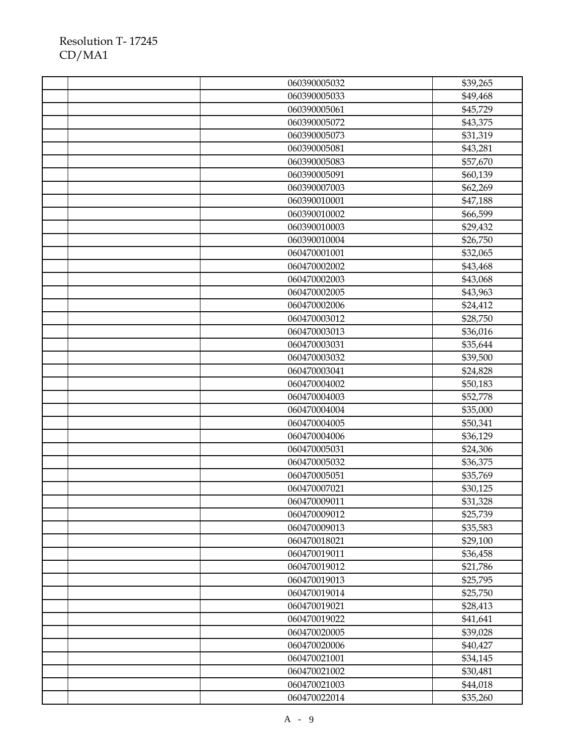| | | | |
|---|---|---|---|
| | | 060390005032 | $39,265 |
| | | 060390005033 | $49,468 |
| | | 060390005061 | $45,729 |
| | | 060390005072 | $43,375 |
| | | 060390005073 | $31,319 |
| | | 060390005081 | $43,281 |
| | | 060390005083 | $57,670 |
| | | 060390005091 | $60,139 |
| | | 060390007003 | $62,269 |
| | | 060390010001 | $47,188 |
| | | 060390010002 | $66,599 |
| | | 060390010003 | $29,432 |
| | | 060390010004 | $26,750 |
| | | 060470001001 | $32,065 |
| | | 060470002002 | $43,468 |
| | | 060470002003 | $43,068 |
| | | 060470002005 | $43,963 |
| | | 060470002006 | $24,412 |
| | | 060470003012 | $28,750 |
| | | 060470003013 | $36,016 |
| | | 060470003031 | $35,644 |
| | | 060470003032 | $39,500 |
| | | 060470003041 | $24,828 |
| | | 060470004002 | $50,183 |
| | | 060470004003 | $52,778 |
| | | 060470004004 | $35,000 |
| | | 060470004005 | $50,341 |
| | | 060470004006 | $36,129 |
| | | 060470005031 | $24,306 |
| | | 060470005032 | $36,375 |
| | | 060470005051 | $35,769 |
| | | 060470007021 | $30,125 |
| | | 060470009011 | $31,328 |
| | | 060470009012 | $25,739 |
| | | 060470009013 | $35,583 |
| | | 060470018021 | $29,100 |
| | | 060470019011 | $36,458 |
| | | 060470019012 | $21,786 |
| | | 060470019013 | $25,795 |
| | | 060470019014 | $25,750 |
| | | 060470019021 | $28,413 |
| | | 060470019022 | $41,641 |
| | | 060470020005 | $39,028 |
| | | 060470020006 | $40,427 |
| | | 060470021001 | $34,145 |
| | | 060470021002 | $30,481 |
| | | 060470021003 | $44,018 |
| | | 060470022014 | $35,260 |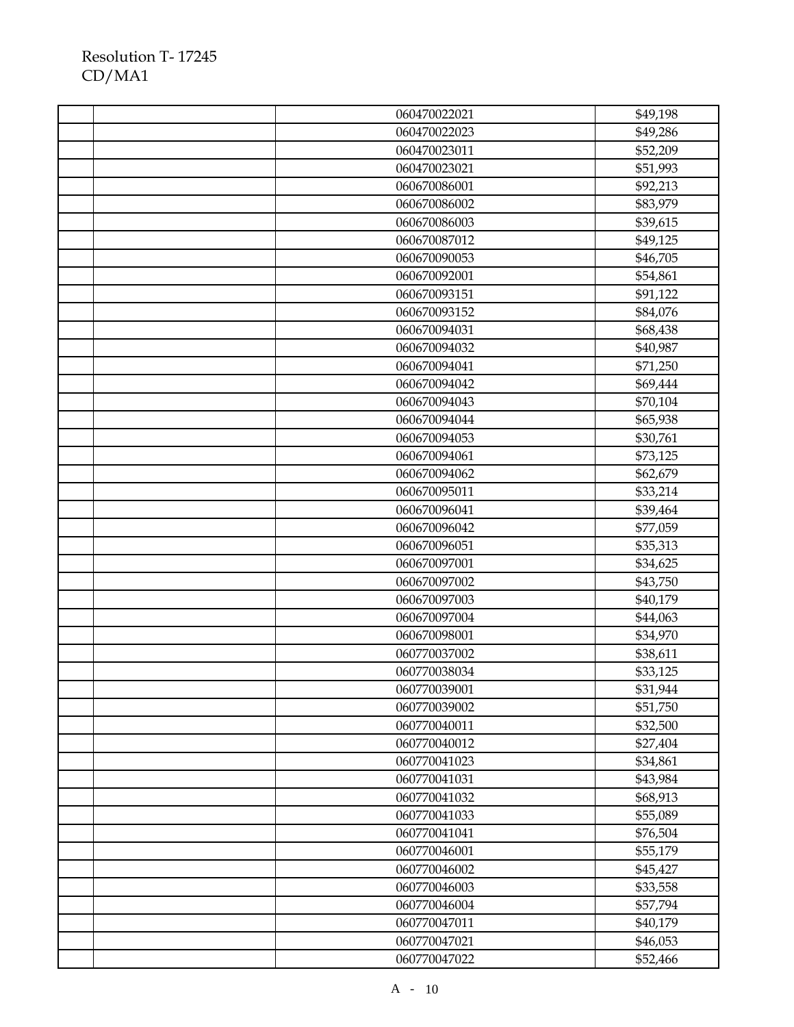Resolution T- 17245
CD/MA1

| | | | |
|---|---|---|---|
| | | 060470022021 | $49,198 |
| | | 060470022023 | $49,286 |
| | | 060470023011 | $52,209 |
| | | 060470023021 | $51,993 |
| | | 060670086001 | $92,213 |
| | | 060670086002 | $83,979 |
| | | 060670086003 | $39,615 |
| | | 060670087012 | $49,125 |
| | | 060670090053 | $46,705 |
| | | 060670092001 | $54,861 |
| | | 060670093151 | $91,122 |
| | | 060670093152 | $84,076 |
| | | 060670094031 | $68,438 |
| | | 060670094032 | $40,987 |
| | | 060670094041 | $71,250 |
| | | 060670094042 | $69,444 |
| | | 060670094043 | $70,104 |
| | | 060670094044 | $65,938 |
| | | 060670094053 | $30,761 |
| | | 060670094061 | $73,125 |
| | | 060670094062 | $62,679 |
| | | 060670095011 | $33,214 |
| | | 060670096041 | $39,464 |
| | | 060670096042 | $77,059 |
| | | 060670096051 | $35,313 |
| | | 060670097001 | $34,625 |
| | | 060670097002 | $43,750 |
| | | 060670097003 | $40,179 |
| | | 060670097004 | $44,063 |
| | | 060670098001 | $34,970 |
| | | 060770037002 | $38,611 |
| | | 060770038034 | $33,125 |
| | | 060770039001 | $31,944 |
| | | 060770039002 | $51,750 |
| | | 060770040011 | $32,500 |
| | | 060770040012 | $27,404 |
| | | 060770041023 | $34,861 |
| | | 060770041031 | $43,984 |
| | | 060770041032 | $68,913 |
| | | 060770041033 | $55,089 |
| | | 060770041041 | $76,504 |
| | | 060770046001 | $55,179 |
| | | 060770046002 | $45,427 |
| | | 060770046003 | $33,558 |
| | | 060770046004 | $57,794 |
| | | 060770047011 | $40,179 |
| | | 060770047021 | $46,053 |
| | | 060770047022 | $52,466 |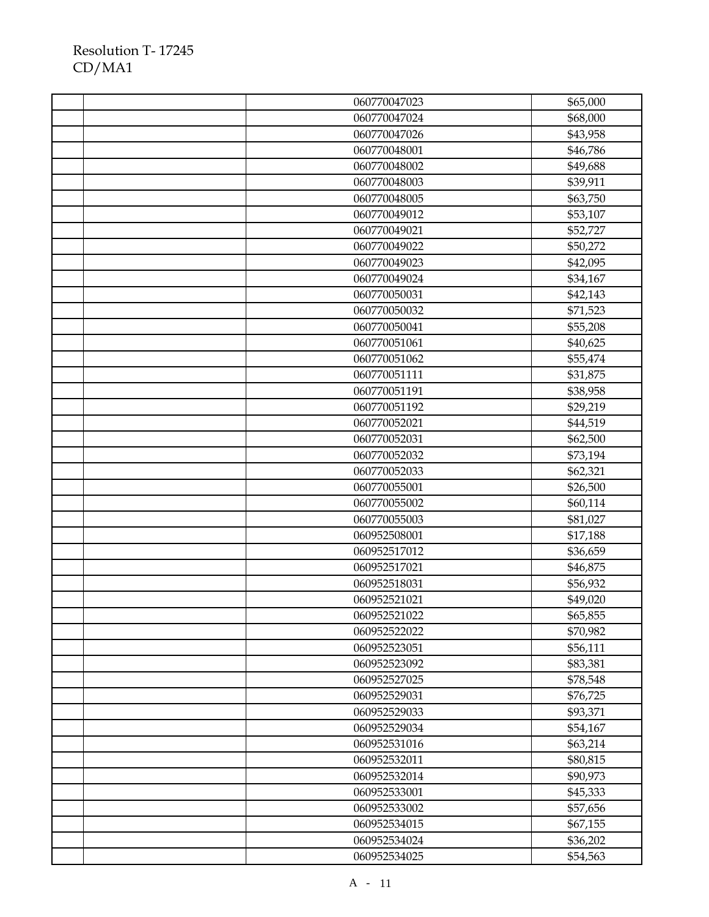Resolution T- 17245
CD/MA1

| | | | |
|---|---|---|---|
| | | 060770047023 | $65,000 |
| | | 060770047024 | $68,000 |
| | | 060770047026 | $43,958 |
| | | 060770048001 | $46,786 |
| | | 060770048002 | $49,688 |
| | | 060770048003 | $39,911 |
| | | 060770048005 | $63,750 |
| | | 060770049012 | $53,107 |
| | | 060770049021 | $52,727 |
| | | 060770049022 | $50,272 |
| | | 060770049023 | $42,095 |
| | | 060770049024 | $34,167 |
| | | 060770050031 | $42,143 |
| | | 060770050032 | $71,523 |
| | | 060770050041 | $55,208 |
| | | 060770051061 | $40,625 |
| | | 060770051062 | $55,474 |
| | | 060770051111 | $31,875 |
| | | 060770051191 | $38,958 |
| | | 060770051192 | $29,219 |
| | | 060770052021 | $44,519 |
| | | 060770052031 | $62,500 |
| | | 060770052032 | $73,194 |
| | | 060770052033 | $62,321 |
| | | 060770055001 | $26,500 |
| | | 060770055002 | $60,114 |
| | | 060770055003 | $81,027 |
| | | 060952508001 | $17,188 |
| | | 060952517012 | $36,659 |
| | | 060952517021 | $46,875 |
| | | 060952518031 | $56,932 |
| | | 060952521021 | $49,020 |
| | | 060952521022 | $65,855 |
| | | 060952522022 | $70,982 |
| | | 060952523051 | $56,111 |
| | | 060952523092 | $83,381 |
| | | 060952527025 | $78,548 |
| | | 060952529031 | $76,725 |
| | | 060952529033 | $93,371 |
| | | 060952529034 | $54,167 |
| | | 060952531016 | $63,214 |
| | | 060952532011 | $80,815 |
| | | 060952532014 | $90,973 |
| | | 060952533001 | $45,333 |
| | | 060952533002 | $57,656 |
| | | 060952534015 | $67,155 |
| | | 060952534024 | $36,202 |
| | | 060952534025 | $54,563 |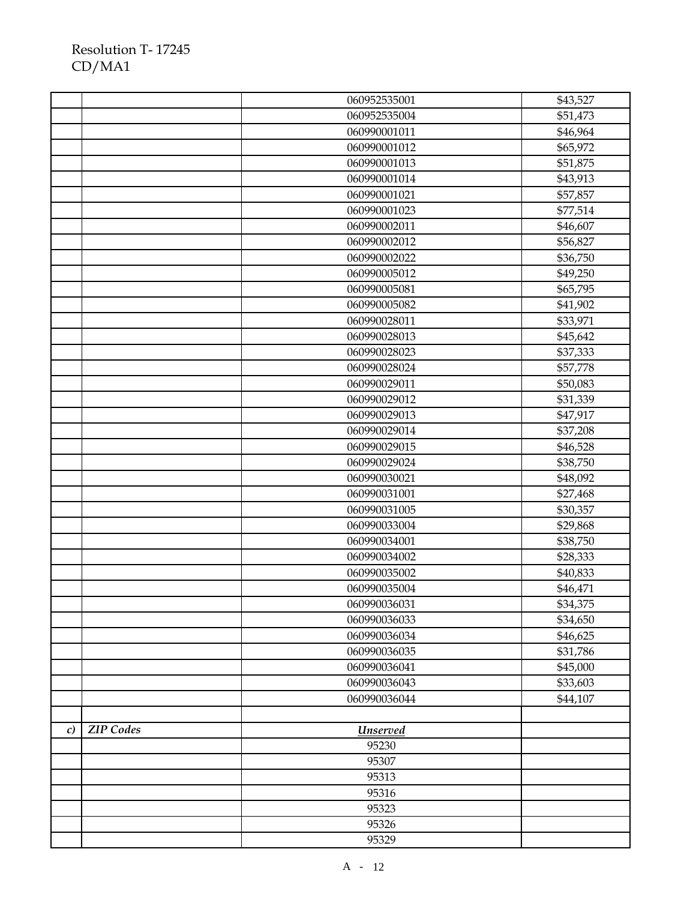| | | | |
|---|---|---|---|
| | | 060952535001 | $43,527 |
| | | 060952535004 | $51,473 |
| | | 060990001011 | $46,964 |
| | | 060990001012 | $65,972 |
| | | 060990001013 | $51,875 |
| | | 060990001014 | $43,913 |
| | | 060990001021 | $57,857 |
| | | 060990001023 | $77,514 |
| | | 060990002011 | $46,607 |
| | | 060990002012 | $56,827 |
| | | 060990002022 | $36,750 |
| | | 060990005012 | $49,250 |
| | | 060990005081 | $65,795 |
| | | 060990005082 | $41,902 |
| | | 060990028011 | $33,971 |
| | | 060990028013 | $45,642 |
| | | 060990028023 | $37,333 |
| | | 060990028024 | $57,778 |
| | | 060990029011 | $50,083 |
| | | 060990029012 | $31,339 |
| | | 060990029013 | $47,917 |
| | | 060990029014 | $37,208 |
| | | 060990029015 | $46,528 |
| | | 060990029024 | $38,750 |
| | | 060990030021 | $48,092 |
| | | 060990031001 | $27,468 |
| | | 060990031005 | $30,357 |
| | | 060990033004 | $29,868 |
| | | 060990034001 | $38,750 |
| | | 060990034002 | $28,333 |
| | | 060990035002 | $40,833 |
| | | 060990035004 | $46,471 |
| | | 060990036031 | $34,375 |
| | | 060990036033 | $34,650 |
| | | 060990036034 | $46,625 |
| | | 060990036035 | $31,786 |
| | | 060990036041 | $45,000 |
| | | 060990036043 | $33,603 |
| | | 060990036044 | $44,107 |
| | | | |
| *c)* | ***ZIP Codes*** | ***Unserved*** | |
| | | 95230 | |
| | | 95307 | |
| | | 95313 | |
| | | 95316 | |
| | | 95323 | |
| | | 95326 | |
| | | 95329 | |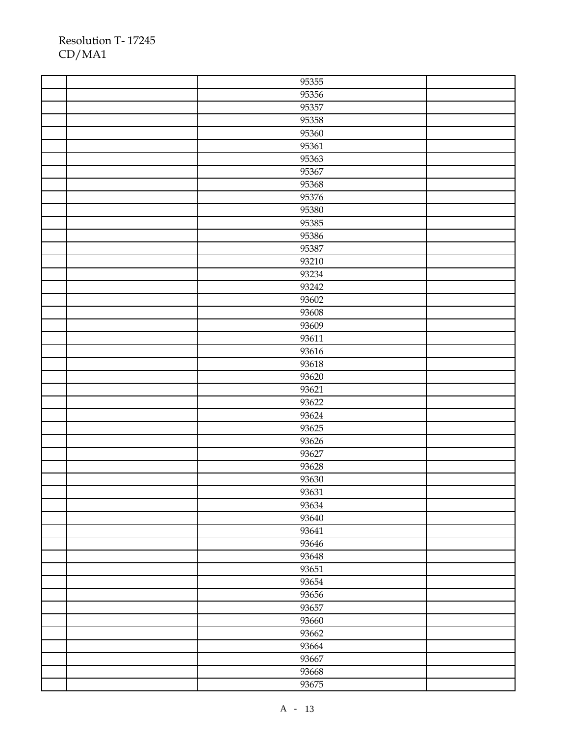Resolution T- 17245
CD/MA1

| | | | |
|---|---|---|---|
| | | 95355 | |
| | | 95356 | |
| | | 95357 | |
| | | 95358 | |
| | | 95360 | |
| | | 95361 | |
| | | 95363 | |
| | | 95367 | |
| | | 95368 | |
| | | 95376 | |
| | | 95380 | |
| | | 95385 | |
| | | 95386 | |
| | | 95387 | |
| | | 93210 | |
| | | 93234 | |
| | | 93242 | |
| | | 93602 | |
| | | 93608 | |
| | | 93609 | |
| | | 93611 | |
| | | 93616 | |
| | | 93618 | |
| | | 93620 | |
| | | 93621 | |
| | | 93622 | |
| | | 93624 | |
| | | 93625 | |
| | | 93626 | |
| | | 93627 | |
| | | 93628 | |
| | | 93630 | |
| | | 93631 | |
| | | 93634 | |
| | | 93640 | |
| | | 93641 | |
| | | 93646 | |
| | | 93648 | |
| | | 93651 | |
| | | 93654 | |
| | | 93656 | |
| | | 93657 | |
| | | 93660 | |
| | | 93662 | |
| | | 93664 | |
| | | 93667 | |
| | | 93668 | |
| | | 93675 | |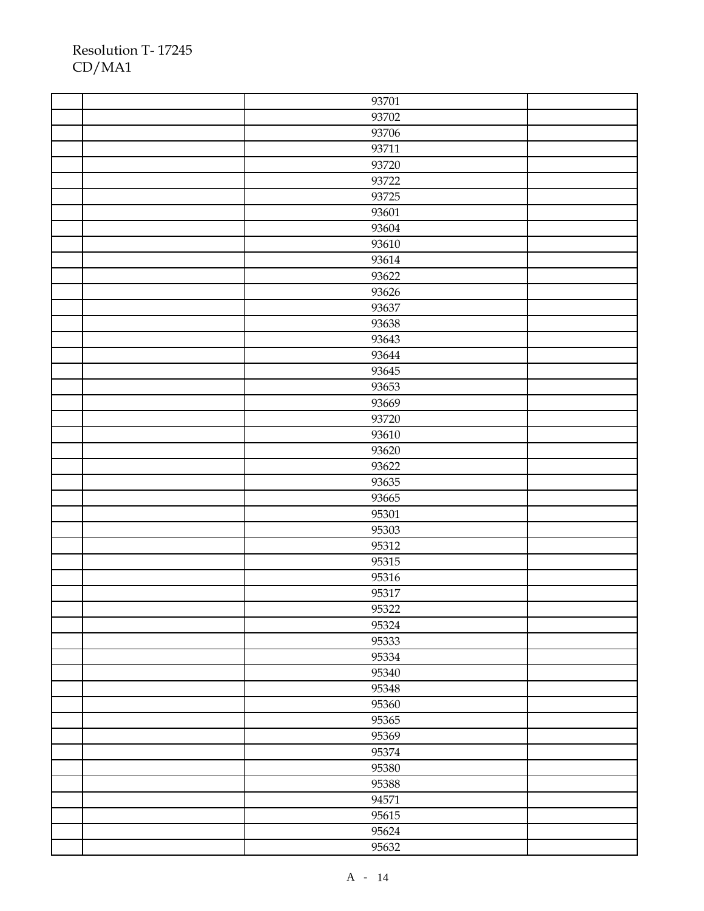| | | | |
|---|---|---|---|
| | | 93701 | |
| | | 93702 | |
| | | 93706 | |
| | | 93711 | |
| | | 93720 | |
| | | 93722 | |
| | | 93725 | |
| | | 93601 | |
| | | 93604 | |
| | | 93610 | |
| | | 93614 | |
| | | 93622 | |
| | | 93626 | |
| | | 93637 | |
| | | 93638 | |
| | | 93643 | |
| | | 93644 | |
| | | 93645 | |
| | | 93653 | |
| | | 93669 | |
| | | 93720 | |
| | | 93610 | |
| | | 93620 | |
| | | 93622 | |
| | | 93635 | |
| | | 93665 | |
| | | 95301 | |
| | | 95303 | |
| | | 95312 | |
| | | 95315 | |
| | | 95316 | |
| | | 95317 | |
| | | 95322 | |
| | | 95324 | |
| | | 95333 | |
| | | 95334 | |
| | | 95340 | |
| | | 95348 | |
| | | 95360 | |
| | | 95365 | |
| | | 95369 | |
| | | 95374 | |
| | | 95380 | |
| | | 95388 | |
| | | 94571 | |
| | | 95615 | |
| | | 95624 | |
| | | 95632 | |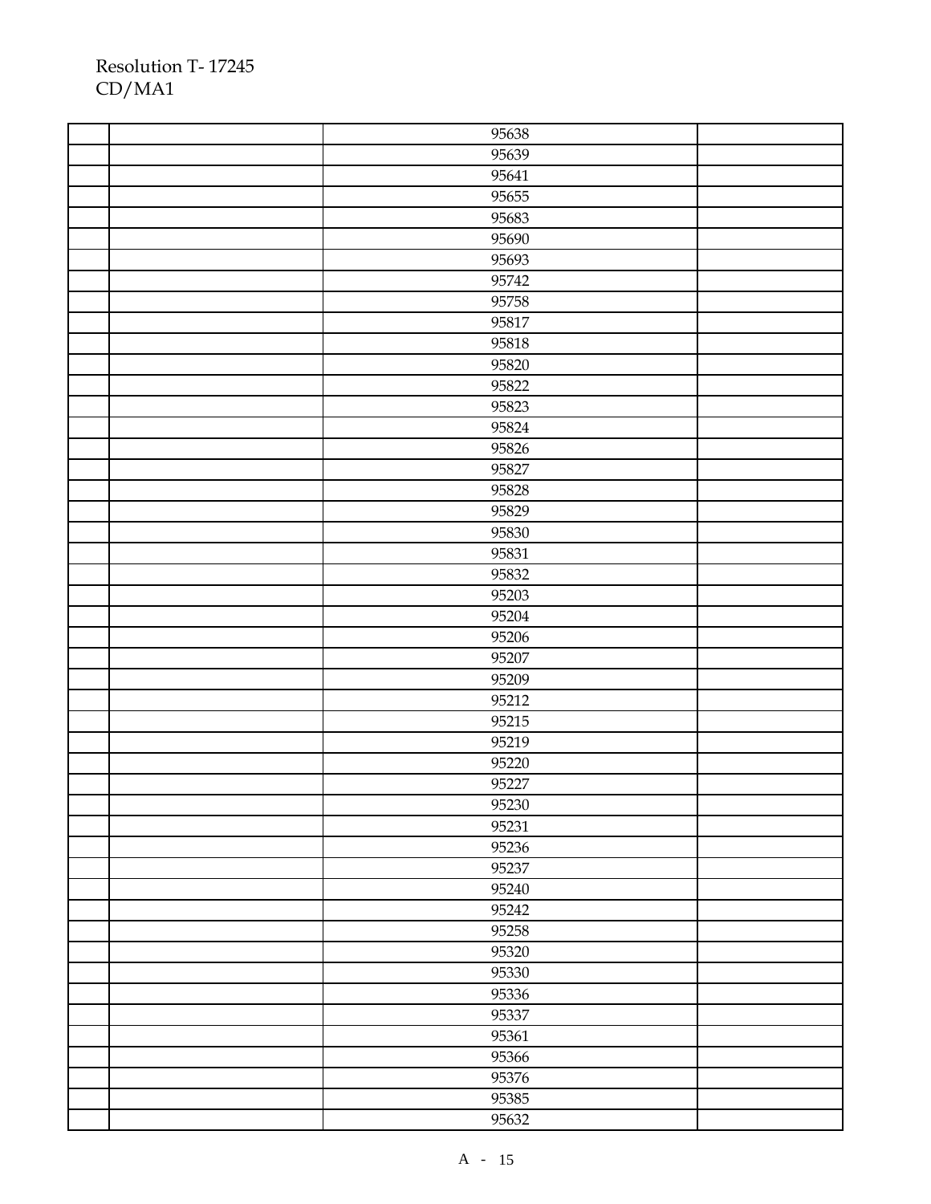| | | | |
|---|---|---|---|
| | | 95638 | |
| | | 95639 | |
| | | 95641 | |
| | | 95655 | |
| | | 95683 | |
| | | 95690 | |
| | | 95693 | |
| | | 95742 | |
| | | 95758 | |
| | | 95817 | |
| | | 95818 | |
| | | 95820 | |
| | | 95822 | |
| | | 95823 | |
| | | 95824 | |
| | | 95826 | |
| | | 95827 | |
| | | 95828 | |
| | | 95829 | |
| | | 95830 | |
| | | 95831 | |
| | | 95832 | |
| | | 95203 | |
| | | 95204 | |
| | | 95206 | |
| | | 95207 | |
| | | 95209 | |
| | | 95212 | |
| | | 95215 | |
| | | 95219 | |
| | | 95220 | |
| | | 95227 | |
| | | 95230 | |
| | | 95231 | |
| | | 95236 | |
| | | 95237 | |
| | | 95240 | |
| | | 95242 | |
| | | 95258 | |
| | | 95320 | |
| | | 95330 | |
| | | 95336 | |
| | | 95337 | |
| | | 95361 | |
| | | 95366 | |
| | | 95376 | |
| | | 95385 | |
| | | 95632 | |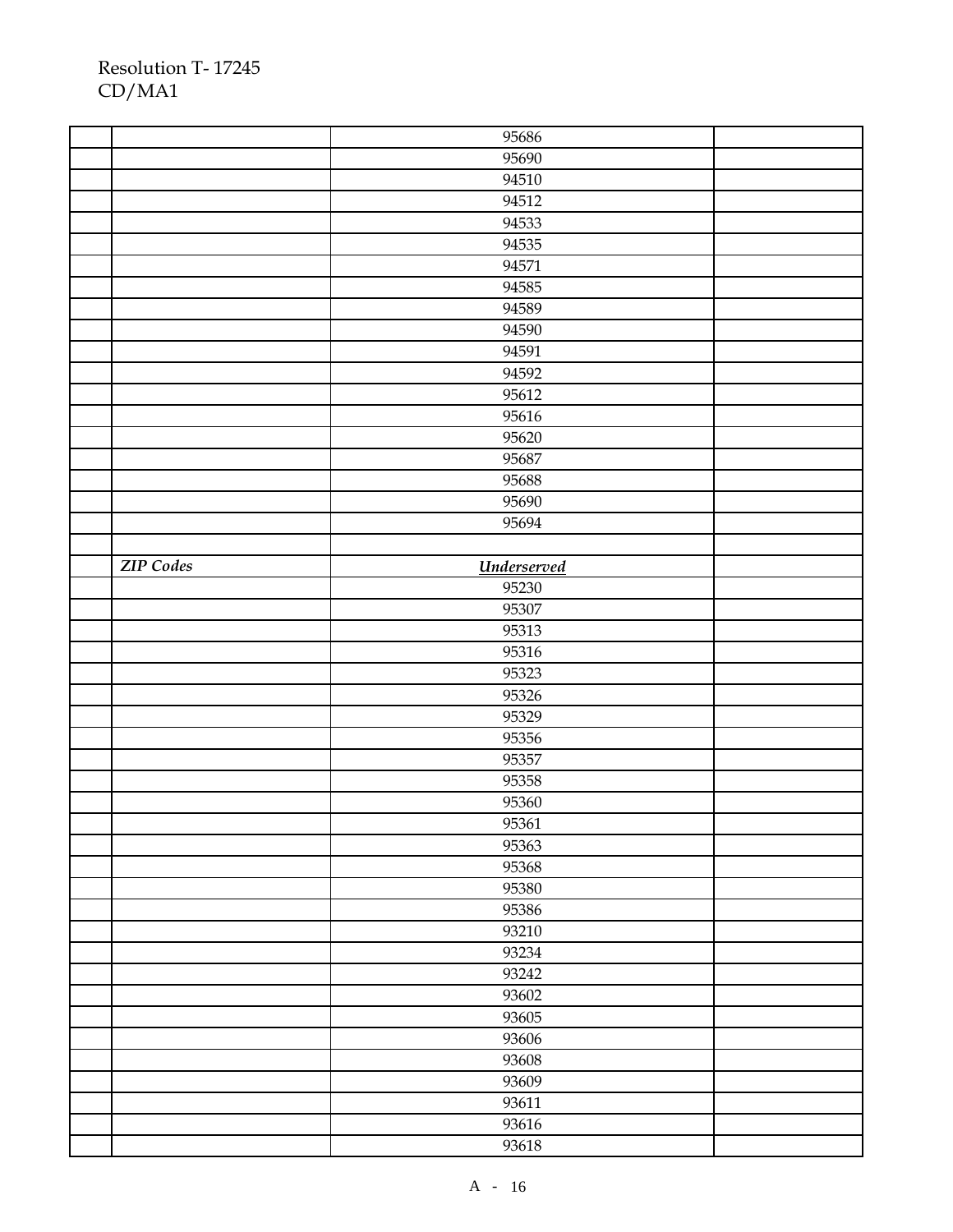| | | | |
|---|---|---|---|
| | | 95686 | |
| | | 95690 | |
| | | 94510 | |
| | | 94512 | |
| | | 94533 | |
| | | 94535 | |
| | | 94571 | |
| | | 94585 | |
| | | 94589 | |
| | | 94590 | |
| | | 94591 | |
| | | 94592 | |
| | | 95612 | |
| | | 95616 | |
| | | 95620 | |
| | | 95687 | |
| | | 95688 | |
| | | 95690 | |
| | | 95694 | |
| | | | |
| | *ZIP Codes* | ***Underserved*** | |
| | | 95230 | |
| | | 95307 | |
| | | 95313 | |
| | | 95316 | |
| | | 95323 | |
| | | 95326 | |
| | | 95329 | |
| | | 95356 | |
| | | 95357 | |
| | | 95358 | |
| | | 95360 | |
| | | 95361 | |
| | | 95363 | |
| | | 95368 | |
| | | 95380 | |
| | | 95386 | |
| | | 93210 | |
| | | 93234 | |
| | | 93242 | |
| | | 93602 | |
| | | 93605 | |
| | | 93606 | |
| | | 93608 | |
| | | 93609 | |
| | | 93611 | |
| | | 93616 | |
| | | 93618 | |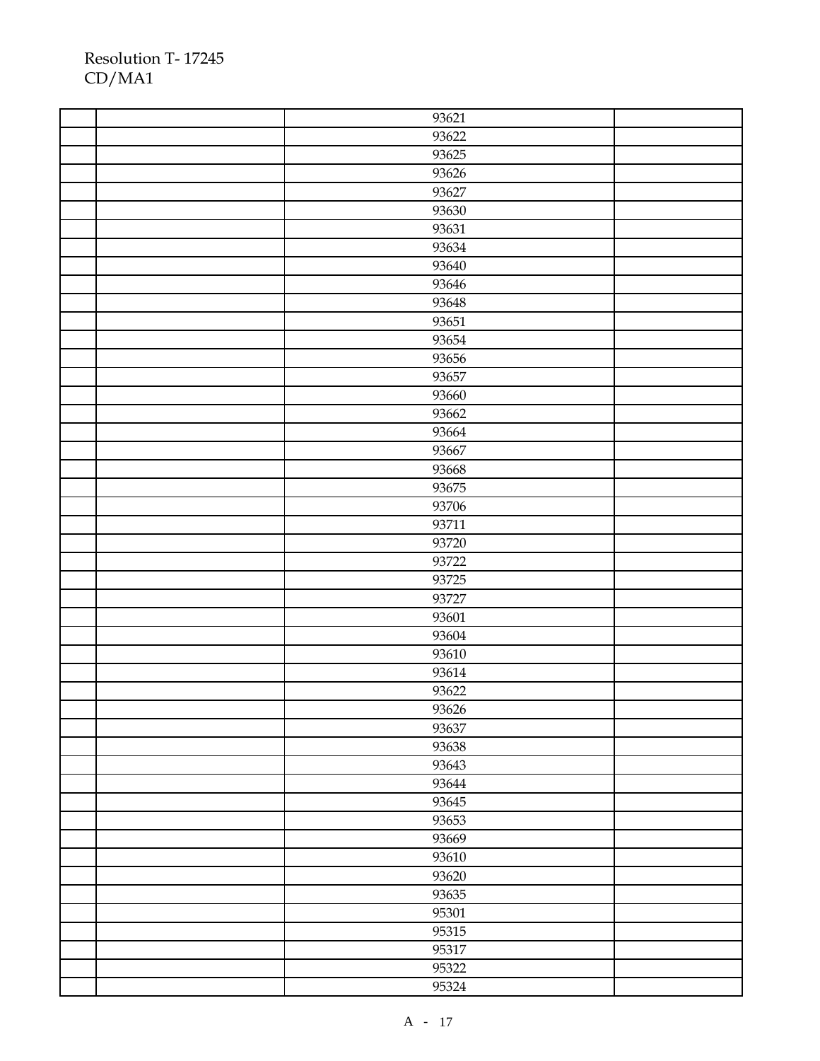| | | | |
|---|---|---|---|
| | | 93621 | |
| | | 93622 | |
| | | 93625 | |
| | | 93626 | |
| | | 93627 | |
| | | 93630 | |
| | | 93631 | |
| | | 93634 | |
| | | 93640 | |
| | | 93646 | |
| | | 93648 | |
| | | 93651 | |
| | | 93654 | |
| | | 93656 | |
| | | 93657 | |
| | | 93660 | |
| | | 93662 | |
| | | 93664 | |
| | | 93667 | |
| | | 93668 | |
| | | 93675 | |
| | | 93706 | |
| | | 93711 | |
| | | 93720 | |
| | | 93722 | |
| | | 93725 | |
| | | 93727 | |
| | | 93601 | |
| | | 93604 | |
| | | 93610 | |
| | | 93614 | |
| | | 93622 | |
| | | 93626 | |
| | | 93637 | |
| | | 93638 | |
| | | 93643 | |
| | | 93644 | |
| | | 93645 | |
| | | 93653 | |
| | | 93669 | |
| | | 93610 | |
| | | 93620 | |
| | | 93635 | |
| | | 95301 | |
| | | 95315 | |
| | | 95317 | |
| | | 95322 | |
| | | 95324 | |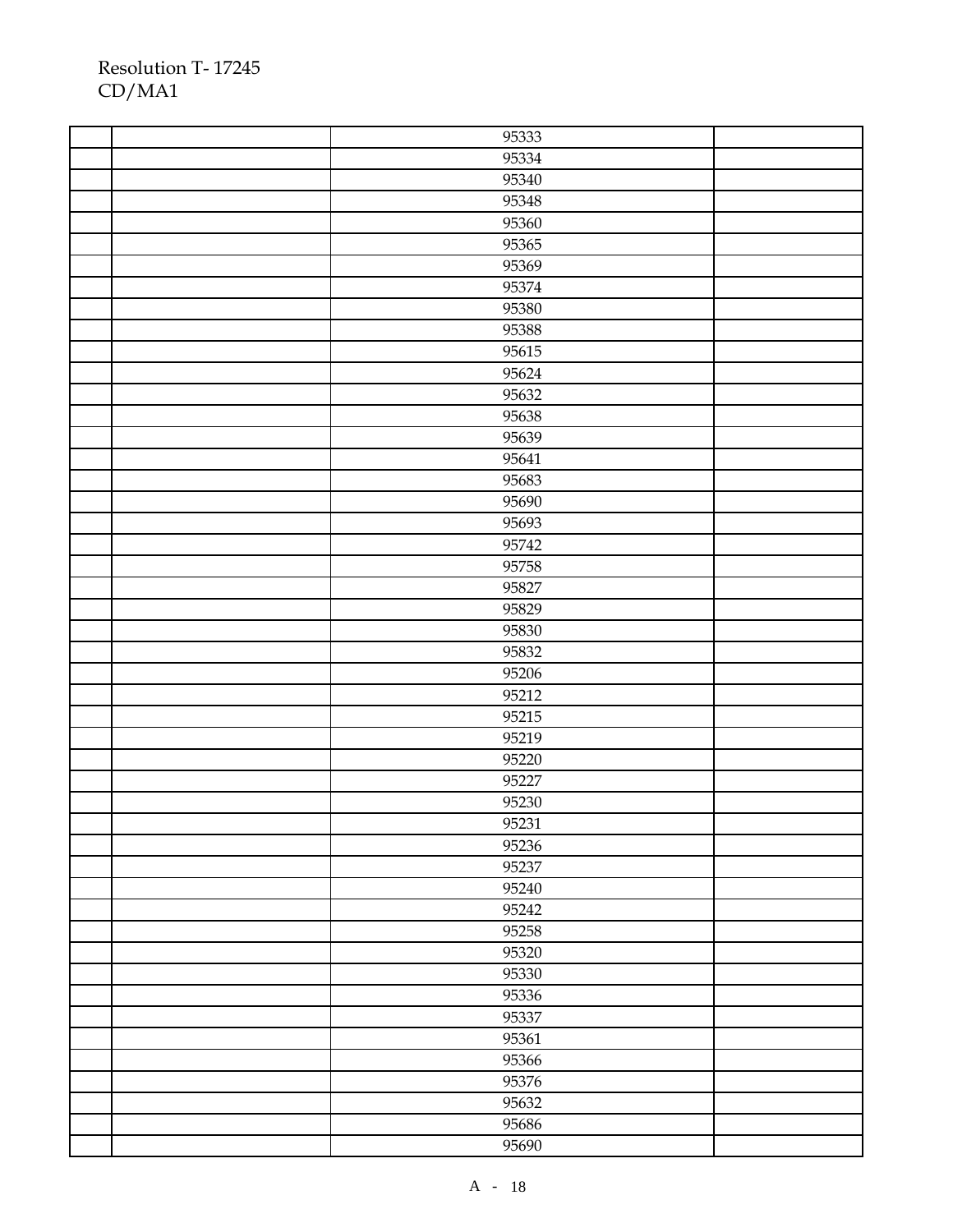| | | | |
|---|---|---|---|
| | | 95333 | |
| | | 95334 | |
| | | 95340 | |
| | | 95348 | |
| | | 95360 | |
| | | 95365 | |
| | | 95369 | |
| | | 95374 | |
| | | 95380 | |
| | | 95388 | |
| | | 95615 | |
| | | 95624 | |
| | | 95632 | |
| | | 95638 | |
| | | 95639 | |
| | | 95641 | |
| | | 95683 | |
| | | 95690 | |
| | | 95693 | |
| | | 95742 | |
| | | 95758 | |
| | | 95827 | |
| | | 95829 | |
| | | 95830 | |
| | | 95832 | |
| | | 95206 | |
| | | 95212 | |
| | | 95215 | |
| | | 95219 | |
| | | 95220 | |
| | | 95227 | |
| | | 95230 | |
| | | 95231 | |
| | | 95236 | |
| | | 95237 | |
| | | 95240 | |
| | | 95242 | |
| | | 95258 | |
| | | 95320 | |
| | | 95330 | |
| | | 95336 | |
| | | 95337 | |
| | | 95361 | |
| | | 95366 | |
| | | 95376 | |
| | | 95632 | |
| | | 95686 | |
| | | 95690 | |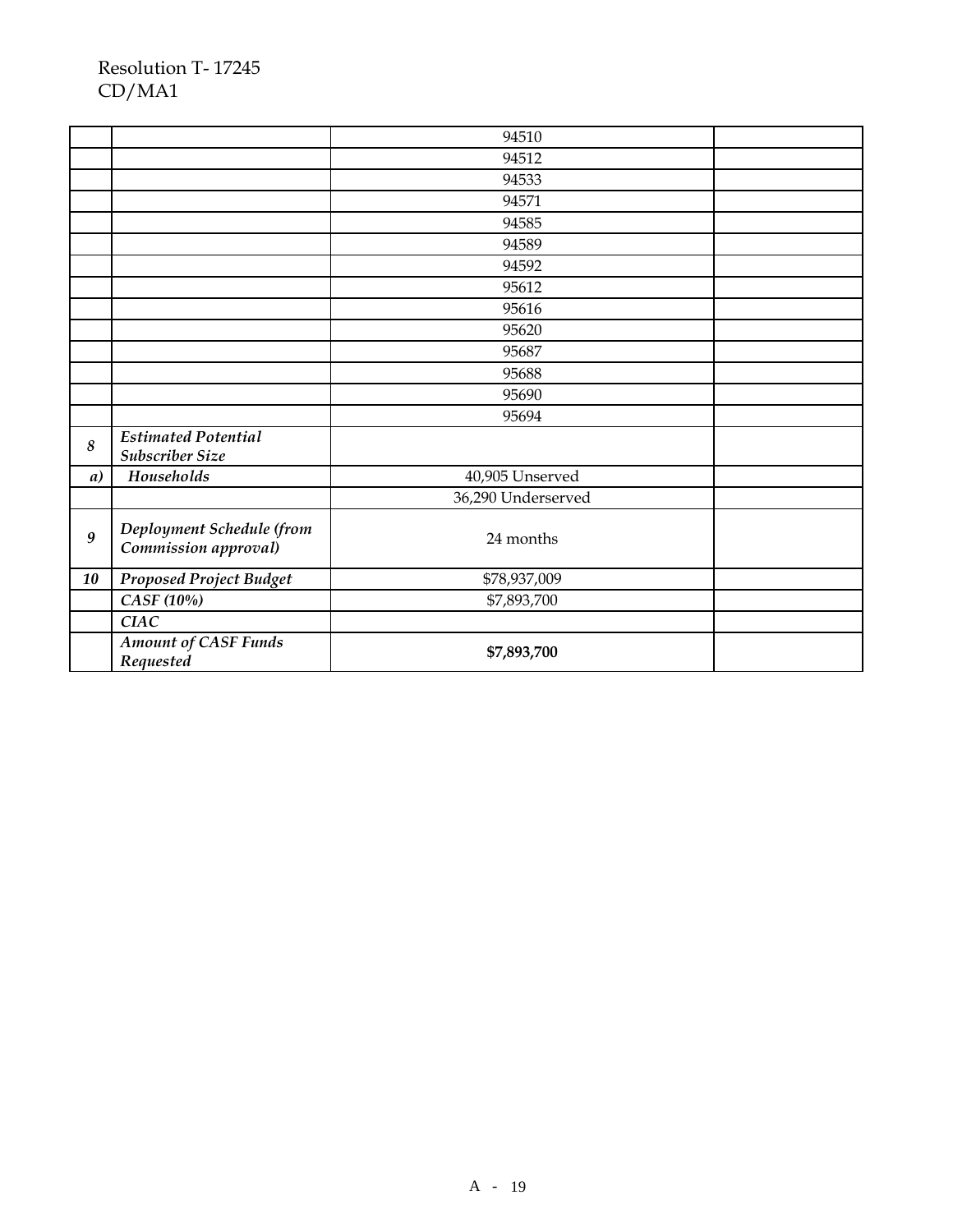| | | | |
|---|---|---|---|
| | | 94510 | |
| | | 94512 | |
| | | 94533 | |
| | | 94571 | |
| | | 94585 | |
| | | 94589 | |
| | | 94592 | |
| | | 95612 | |
| | | 95616 | |
| | | 95620 | |
| | | 95687 | |
| | | 95688 | |
| | | 95690 | |
| | | 95694 | |
| *8* | ***Estimated Potential Subscriber Size*** | | |
| *a)* | ***Households*** | 40,905 Unserved | |
| | | 36,290 Underserved | |
| *9* | ***Deployment Schedule (from Commission approval)*** | 24 months | |
| *10* | ***Proposed Project Budget*** | $78,937,009 | |
| | ***CASF (10%)*** | $7,893,700 | |
| | ***CIAC*** | | |
| | ***Amount of CASF Funds Requested*** | **$7,893,700** | |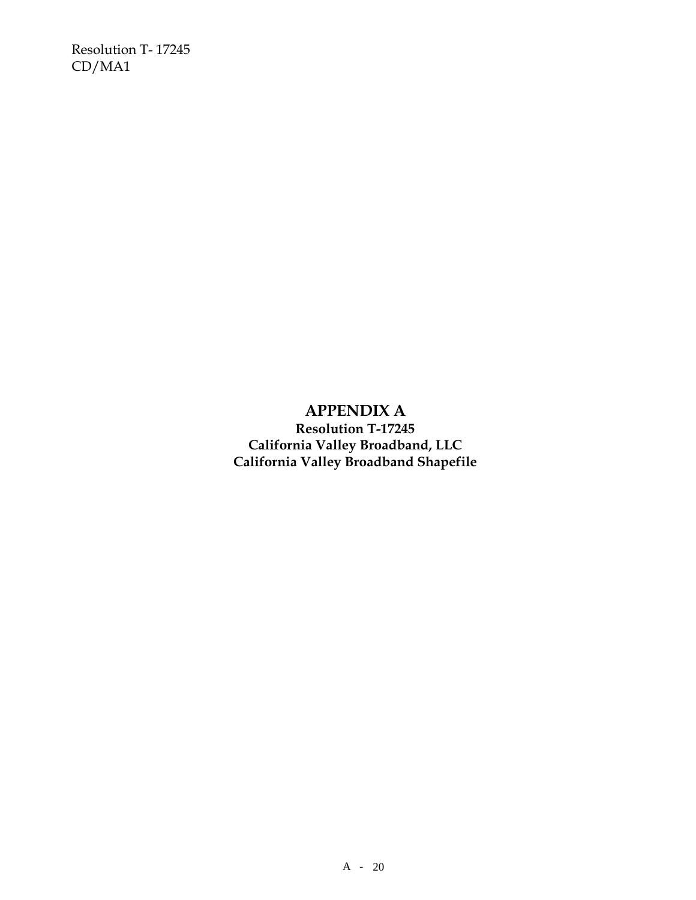# APPENDIX A

**Resolution T-17245**
**California Valley Broadband, LLC**
**California Valley Broadband Shapefile**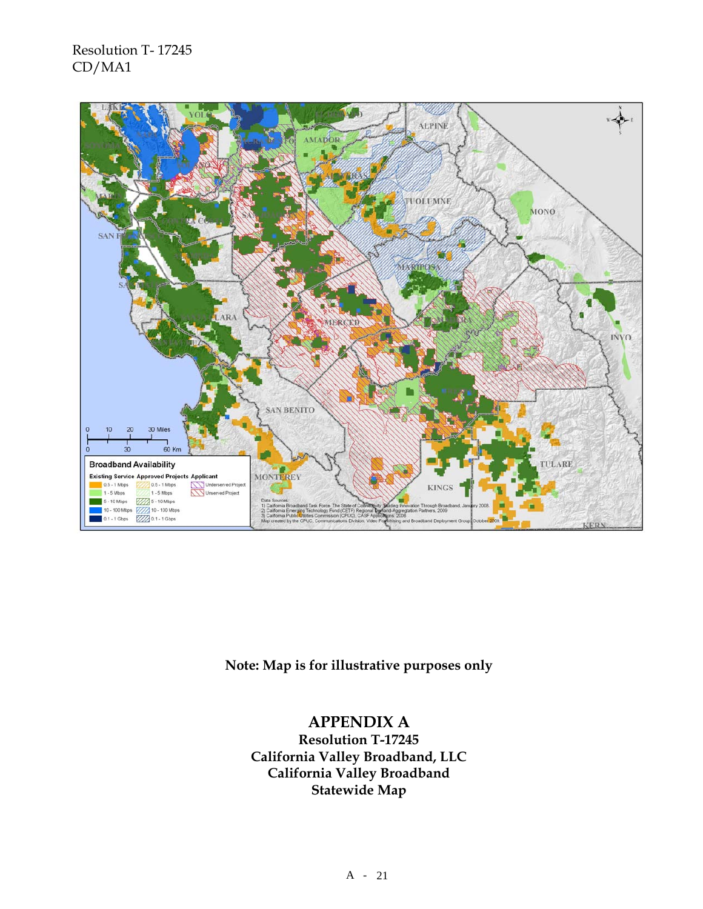**Note: Map is for illustrative purposes only**

# APPENDIX A

**Resolution T-17245**
**California Valley Broadband, LLC**
**California Valley Broadband**
**Statewide Map**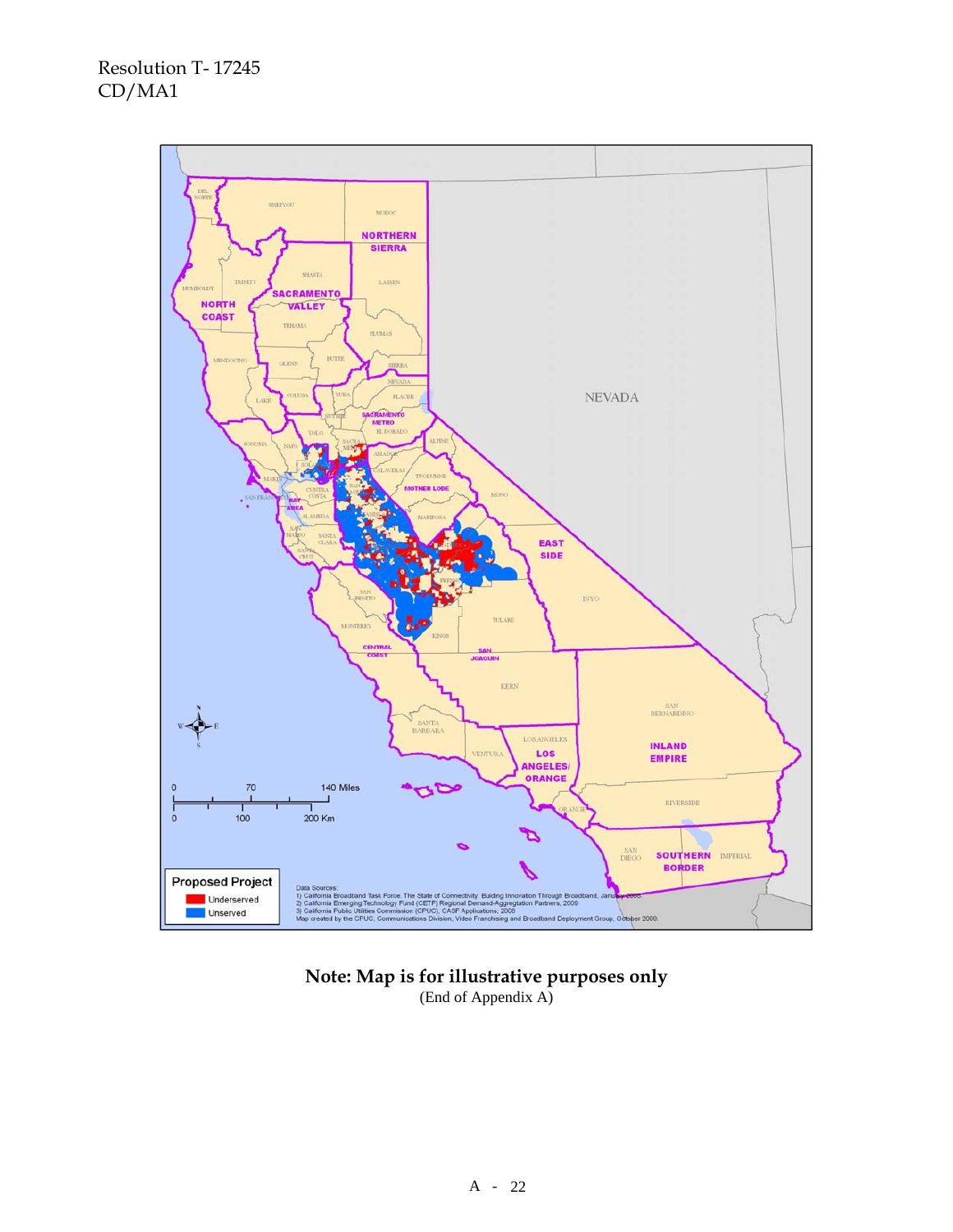Resolution T- 17245
CD/MA1

NORTHERN SIERRA
SACRAMENTO VALLEY
NORTH COAST
SACRAMENTO METRO
BAY AREA
MOTHER LODE
EAST SIDE
CENTRAL COAST
SAN JOAQUIN
LOS ANGELES/ ORANGE
INLAND EMPIRE
SOUTHERN BORDER
NEVADA

DEL NORTE
SISKIYOU
MODOC
SHASTA
LASSEN
TRINITY
HUMBOLDT
TEHAMA
PLUMAS
MENDOCINO
GLENN
BUTTE
SIERRA
NEVADA
COLUSA
LAKE
YUBA
PLACER
SUTTER
EL DORADO
YOLO
SONOMA
NAPA
SACRAMENTO
AMADOR
ALPINE
SOLANO
CALAVERAS
MARIN
TUOLUMNE
SAN FRANCISCO
CONTRA COSTA
SAN JOAQUIN
MONO
ALAMEDA
STANISLAUS
MARIPOSA
SAN MATEO
SANTA CLARA
SANTA CRUZ
MERCED
MADERA
SAN BENITO
FRESNO
INYO
TULARE
MONTEREY
KINGS
KERN
SAN LUIS OBISPO
SANTA BARBARA
SAN BERNARDINO
VENTURA
LOS ANGELES
ORANGE
RIVERSIDE
SAN DIEGO
IMPERIAL

0 70 140 Miles
0 100 200 Km

Proposed Project
Underserved
Unserved

Data Sources:
1) California Broadband Task Force. The State of Connectivity: Building Innovation Through Broadband, January 2008.
2) California Emerging Technology Fund (CETF) Regional Demand-Aggregation Partners, 2009
3) California Public Utilities Commission (CPUC), CASF Applications, 2008
Map created by the CPUC, Communications Division, Video Franchising and Broadband Deployment Group, October 2009.

**Note: Map is for illustrative purposes only**

(End of Appendix A)